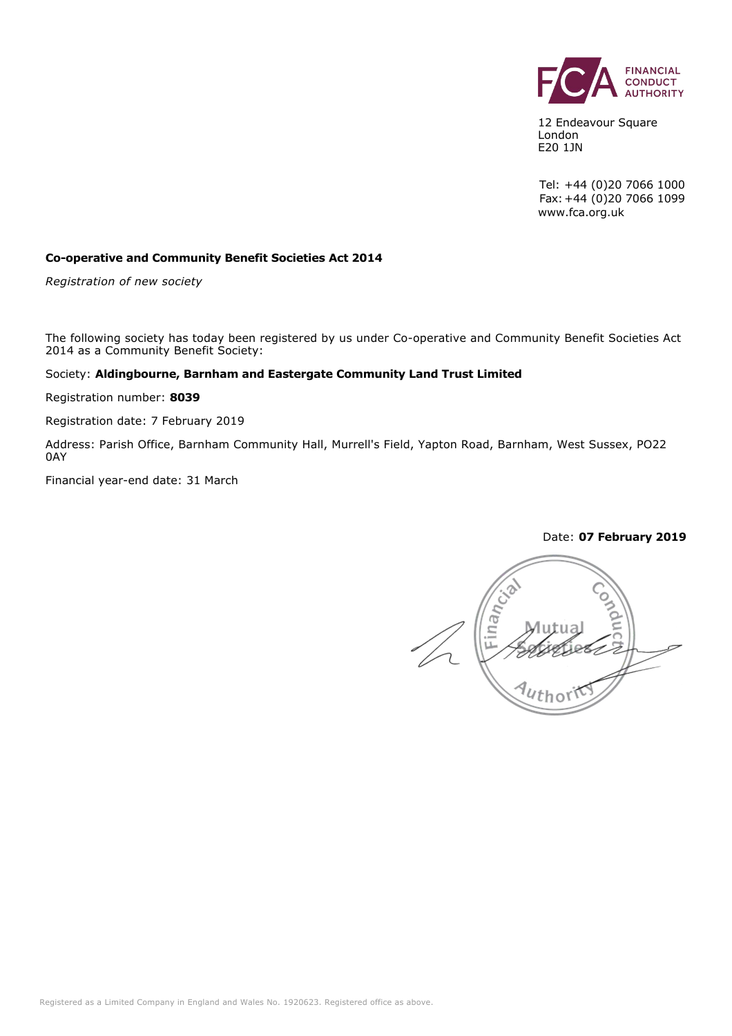FINANCIAL CONDUCT AUTHORITY

12 Endeavour Square
London
E20 1JN

Tel: +44 (0)20 7066 1000
Fax: +44 (0)20 7066 1099
www.fca.org.uk

**Co-operative and Community Benefit Societies Act 2014**

*Registration of new society*

The following society has today been registered by us under Co-operative and Community Benefit Societies Act 2014 as a Community Benefit Society:

Society: **Aldingbourne, Barnham and Eastergate Community Land Trust Limited**

Registration number: **8039**

Registration date: 7 February 2019

Address: Parish Office, Barnham Community Hall, Murrell's Field, Yapton Road, Barnham, West Sussex, PO22 0AY

Financial year-end date: 31 March

Date: **07 February 2019**

Financial Conduct Authority Mutual Societies

Registered as a Limited Company in England and Wales No. 1920623. Registered office as above.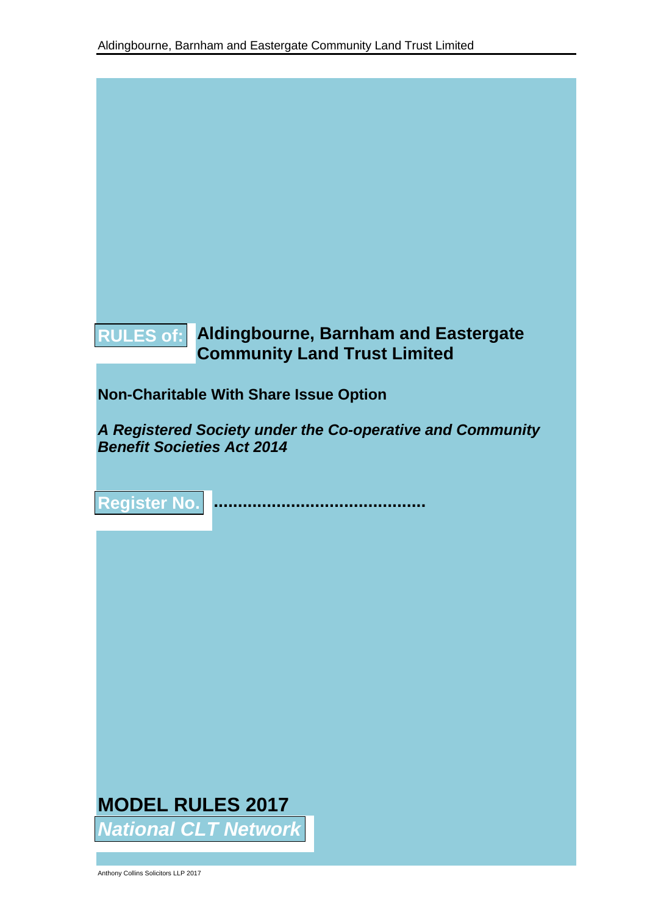# RULES of: Aldingbourne, Barnham and Eastergate Community Land Trust Limited

**Non-Charitable With Share Issue Option**

***A Registered Society under the Co-operative and Community Benefit Societies Act 2014***

**Register No.** ..........................................

## MODEL RULES 2017

***National CLT Network***

Anthony Collins Solicitors LLP 2017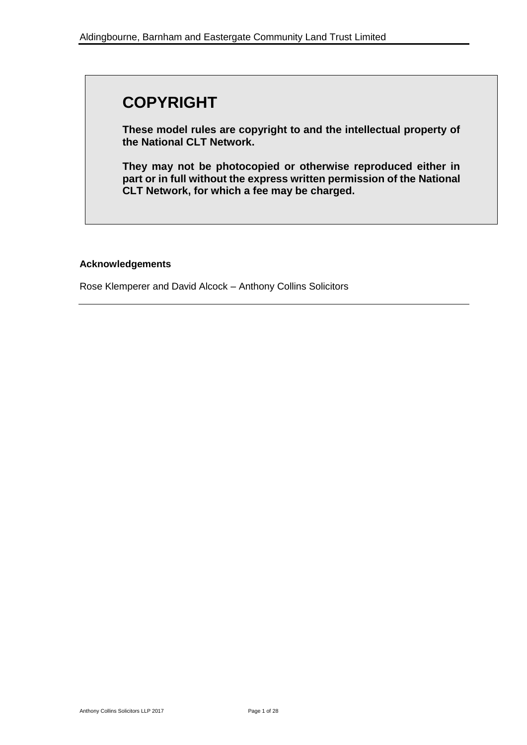## COPYRIGHT

**These model rules are copyright to and the intellectual property of the National CLT Network.**

**They may not be photocopied or otherwise reproduced either in part or in full without the express written permission of the National CLT Network, for which a fee may be charged.**

**Acknowledgements**

Rose Klemperer and David Alcock – Anthony Collins Solicitors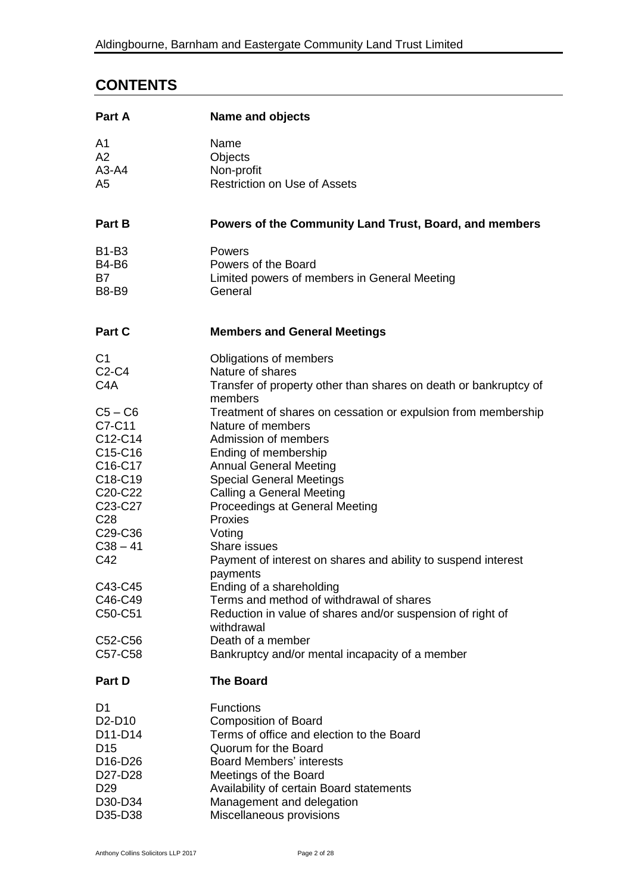## CONTENTS

| | |
|---|---|
| **Part A** | **Name and objects** |
| A1 | Name |
| A2 | Objects |
| A3-A4 | Non-profit |
| A5 | Restriction on Use of Assets |
| **Part B** | **Powers of the Community Land Trust, Board, and members** |
| B1-B3 | Powers |
| B4-B6 | Powers of the Board |
| B7 | Limited powers of members in General Meeting |
| B8-B9 | General |
| **Part C** | **Members and General Meetings** |
| C1 | Obligations of members |
| C2-C4 | Nature of shares |
| C4A | Transfer of property other than shares on death or bankruptcy of members |
| C5 – C6 | Treatment of shares on cessation or expulsion from membership |
| C7-C11 | Nature of members |
| C12-C14 | Admission of members |
| C15-C16 | Ending of membership |
| C16-C17 | Annual General Meeting |
| C18-C19 | Special General Meetings |
| C20-C22 | Calling a General Meeting |
| C23-C27 | Proceedings at General Meeting |
| C28 | Proxies |
| C29-C36 | Voting |
| C38 – 41 | Share issues |
| C42 | Payment of interest on shares and ability to suspend interest payments |
| C43-C45 | Ending of a shareholding |
| C46-C49 | Terms and method of withdrawal of shares |
| C50-C51 | Reduction in value of shares and/or suspension of right of withdrawal |
| C52-C56 | Death of a member |
| C57-C58 | Bankruptcy and/or mental incapacity of a member |
| **Part D** | **The Board** |
| D1 | Functions |
| D2-D10 | Composition of Board |
| D11-D14 | Terms of office and election to the Board |
| D15 | Quorum for the Board |
| D16-D26 | Board Members' interests |
| D27-D28 | Meetings of the Board |
| D29 | Availability of certain Board statements |
| D30-D34 | Management and delegation |
| D35-D38 | Miscellaneous provisions |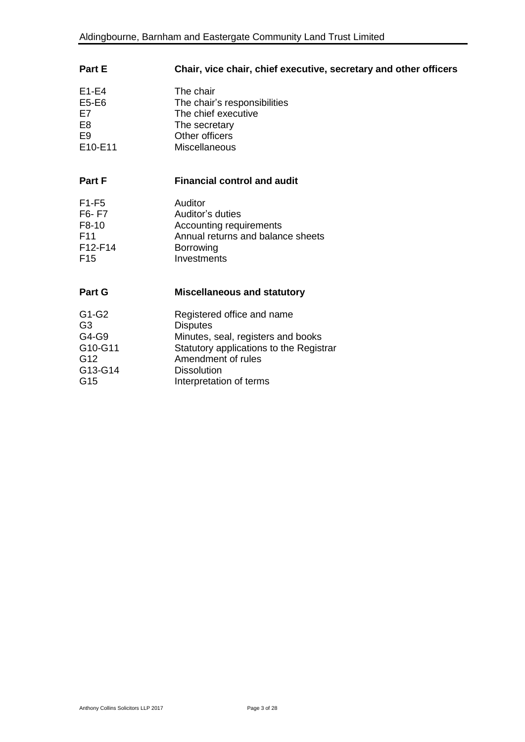| Part E | Chair, vice chair, chief executive, secretary and other officers |
|---|---|
| E1-E4 | The chair |
| E5-E6 | The chair's responsibilities |
| E7 | The chief executive |
| E8 | The secretary |
| E9 | Other officers |
| E10-E11 | Miscellaneous |

| Part F | Financial control and audit |
|---|---|
| F1-F5 | Auditor |
| F6- F7 | Auditor's duties |
| F8-10 | Accounting requirements |
| F11 | Annual returns and balance sheets |
| F12-F14 | Borrowing |
| F15 | Investments |

| Part G | Miscellaneous and statutory |
|---|---|
| G1-G2 | Registered office and name |
| G3 | Disputes |
| G4-G9 | Minutes, seal, registers and books |
| G10-G11 | Statutory applications to the Registrar |
| G12 | Amendment of rules |
| G13-G14 | Dissolution |
| G15 | Interpretation of terms |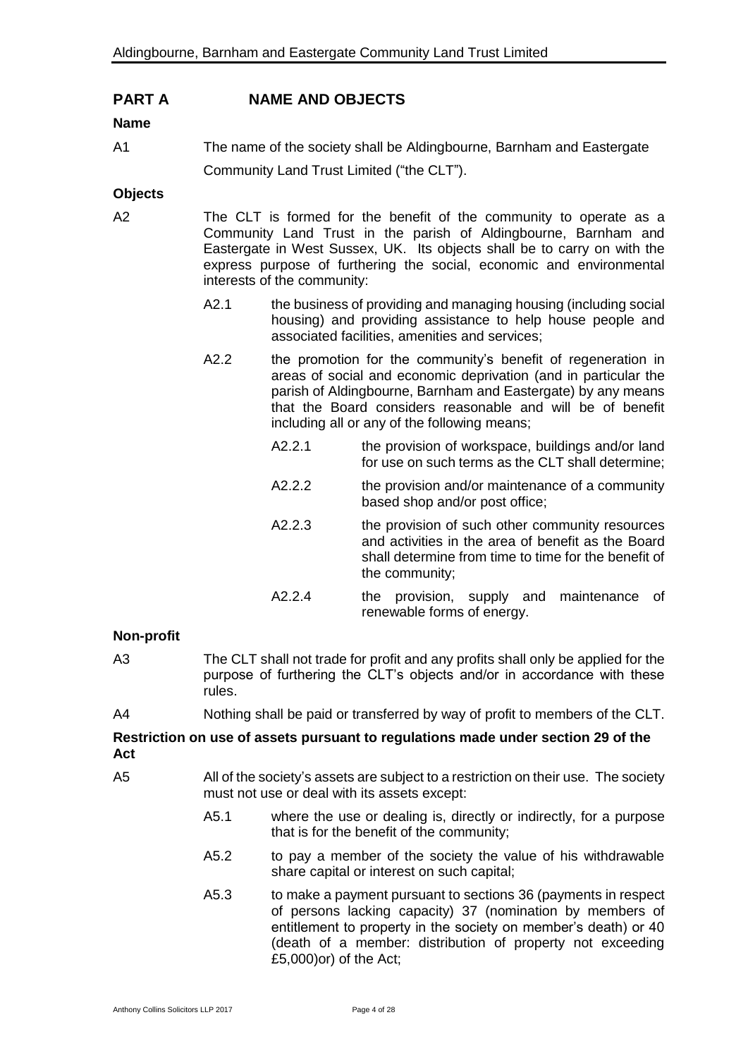## PART A NAME AND OBJECTS

**Name**

A1 The name of the society shall be Aldingbourne, Barnham and Eastergate Community Land Trust Limited ("the CLT").

**Objects**

A2 The CLT is formed for the benefit of the community to operate as a Community Land Trust in the parish of Aldingbourne, Barnham and Eastergate in West Sussex, UK. Its objects shall be to carry on with the express purpose of furthering the social, economic and environmental interests of the community:

- A2.1 the business of providing and managing housing (including social housing) and providing assistance to help house people and associated facilities, amenities and services;
- A2.2 the promotion for the community's benefit of regeneration in areas of social and economic deprivation (and in particular the parish of Aldingbourne, Barnham and Eastergate) by any means that the Board considers reasonable and will be of benefit including all or any of the following means;
  - A2.2.1 the provision of workspace, buildings and/or land for use on such terms as the CLT shall determine;
  - A2.2.2 the provision and/or maintenance of a community based shop and/or post office;
  - A2.2.3 the provision of such other community resources and activities in the area of benefit as the Board shall determine from time to time for the benefit of the community;
  - A2.2.4 the provision, supply and maintenance of renewable forms of energy.

**Non-profit**

A3 The CLT shall not trade for profit and any profits shall only be applied for the purpose of furthering the CLT's objects and/or in accordance with these rules.

A4 Nothing shall be paid or transferred by way of profit to members of the CLT.

**Restriction on use of assets pursuant to regulations made under section 29 of the Act**

A5 All of the society's assets are subject to a restriction on their use. The society must not use or deal with its assets except:

- A5.1 where the use or dealing is, directly or indirectly, for a purpose that is for the benefit of the community;
- A5.2 to pay a member of the society the value of his withdrawable share capital or interest on such capital;
- A5.3 to make a payment pursuant to sections 36 (payments in respect of persons lacking capacity) 37 (nomination by members of entitlement to property in the society on member's death) or 40 (death of a member: distribution of property not exceeding £5,000)or) of the Act;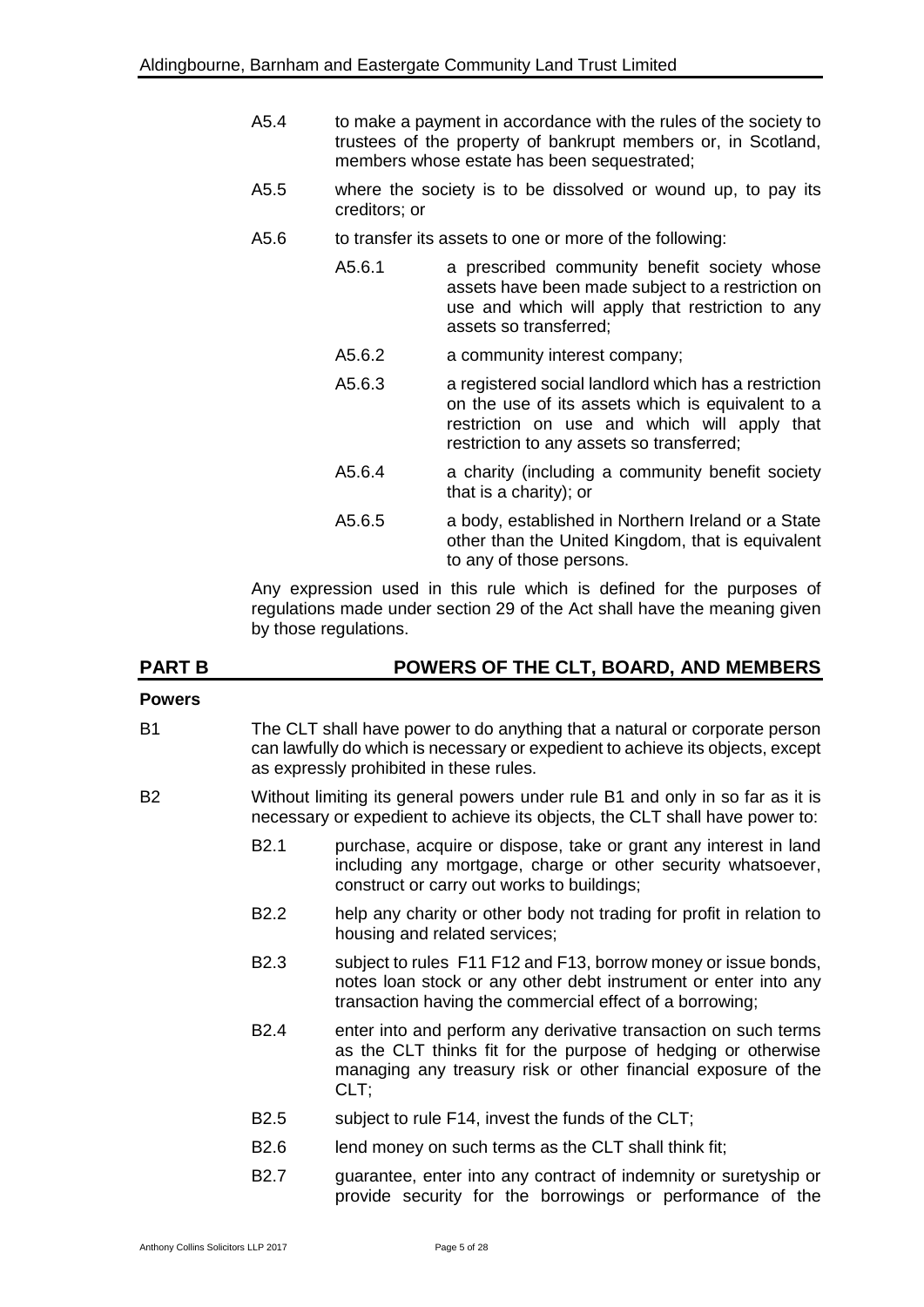A5.4 to make a payment in accordance with the rules of the society to trustees of the property of bankrupt members or, in Scotland, members whose estate has been sequestrated;

A5.5 where the society is to be dissolved or wound up, to pay its creditors; or

A5.6 to transfer its assets to one or more of the following:

A5.6.1 a prescribed community benefit society whose assets have been made subject to a restriction on use and which will apply that restriction to any assets so transferred;

A5.6.2 a community interest company;

A5.6.3 a registered social landlord which has a restriction on the use of its assets which is equivalent to a restriction on use and which will apply that restriction to any assets so transferred;

A5.6.4 a charity (including a community benefit society that is a charity); or

A5.6.5 a body, established in Northern Ireland or a State other than the United Kingdom, that is equivalent to any of those persons.

Any expression used in this rule which is defined for the purposes of regulations made under section 29 of the Act shall have the meaning given by those regulations.

## PART B POWERS OF THE CLT, BOARD, AND MEMBERS

**Powers**

B1 The CLT shall have power to do anything that a natural or corporate person can lawfully do which is necessary or expedient to achieve its objects, except as expressly prohibited in these rules.

B2 Without limiting its general powers under rule B1 and only in so far as it is necessary or expedient to achieve its objects, the CLT shall have power to:

B2.1 purchase, acquire or dispose, take or grant any interest in land including any mortgage, charge or other security whatsoever, construct or carry out works to buildings;

B2.2 help any charity or other body not trading for profit in relation to housing and related services;

B2.3 subject to rules F11 F12 and F13, borrow money or issue bonds, notes loan stock or any other debt instrument or enter into any transaction having the commercial effect of a borrowing;

B2.4 enter into and perform any derivative transaction on such terms as the CLT thinks fit for the purpose of hedging or otherwise managing any treasury risk or other financial exposure of the CLT;

B2.5 subject to rule F14, invest the funds of the CLT;

B2.6 lend money on such terms as the CLT shall think fit;

B2.7 guarantee, enter into any contract of indemnity or suretyship or provide security for the borrowings or performance of the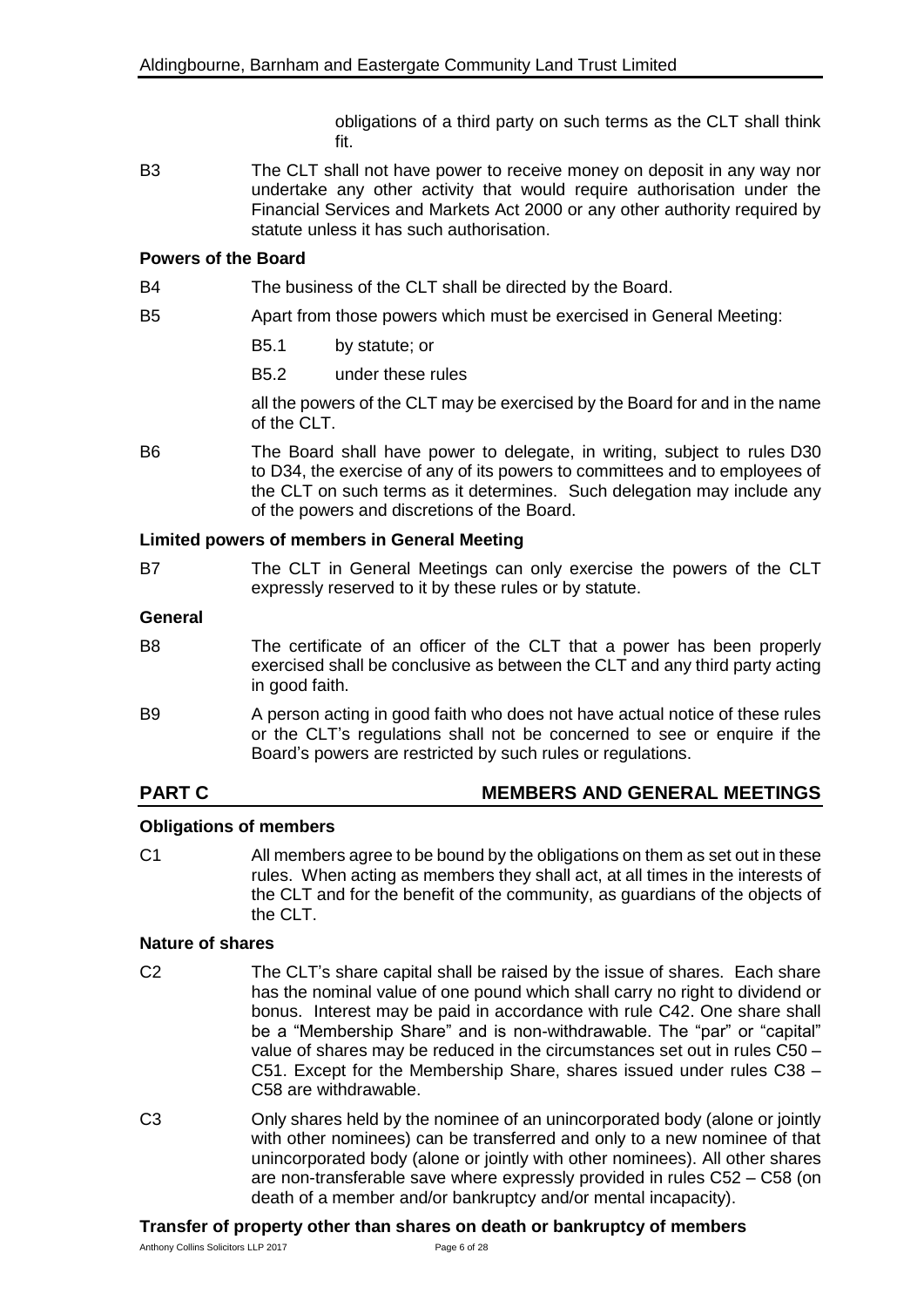obligations of a third party on such terms as the CLT shall think fit.

B3 The CLT shall not have power to receive money on deposit in any way nor undertake any other activity that would require authorisation under the Financial Services and Markets Act 2000 or any other authority required by statute unless it has such authorisation.

**Powers of the Board**

B4 The business of the CLT shall be directed by the Board.

B5 Apart from those powers which must be exercised in General Meeting:

B5.1 by statute; or

B5.2 under these rules

all the powers of the CLT may be exercised by the Board for and in the name of the CLT.

B6 The Board shall have power to delegate, in writing, subject to rules D30 to D34, the exercise of any of its powers to committees and to employees of the CLT on such terms as it determines. Such delegation may include any of the powers and discretions of the Board.

**Limited powers of members in General Meeting**

B7 The CLT in General Meetings can only exercise the powers of the CLT expressly reserved to it by these rules or by statute.

**General**

B8 The certificate of an officer of the CLT that a power has been properly exercised shall be conclusive as between the CLT and any third party acting in good faith.

B9 A person acting in good faith who does not have actual notice of these rules or the CLT's regulations shall not be concerned to see or enquire if the Board's powers are restricted by such rules or regulations.

## PART C MEMBERS AND GENERAL MEETINGS

**Obligations of members**

C1 All members agree to be bound by the obligations on them as set out in these rules. When acting as members they shall act, at all times in the interests of the CLT and for the benefit of the community, as guardians of the objects of the CLT.

**Nature of shares**

C2 The CLT's share capital shall be raised by the issue of shares. Each share has the nominal value of one pound which shall carry no right to dividend or bonus. Interest may be paid in accordance with rule C42. One share shall be a "Membership Share" and is non-withdrawable. The "par" or "capital" value of shares may be reduced in the circumstances set out in rules C50 – C51. Except for the Membership Share, shares issued under rules C38 – C58 are withdrawable.

C3 Only shares held by the nominee of an unincorporated body (alone or jointly with other nominees) can be transferred and only to a new nominee of that unincorporated body (alone or jointly with other nominees). All other shares are non-transferable save where expressly provided in rules C52 – C58 (on death of a member and/or bankruptcy and/or mental incapacity).

**Transfer of property other than shares on death or bankruptcy of members**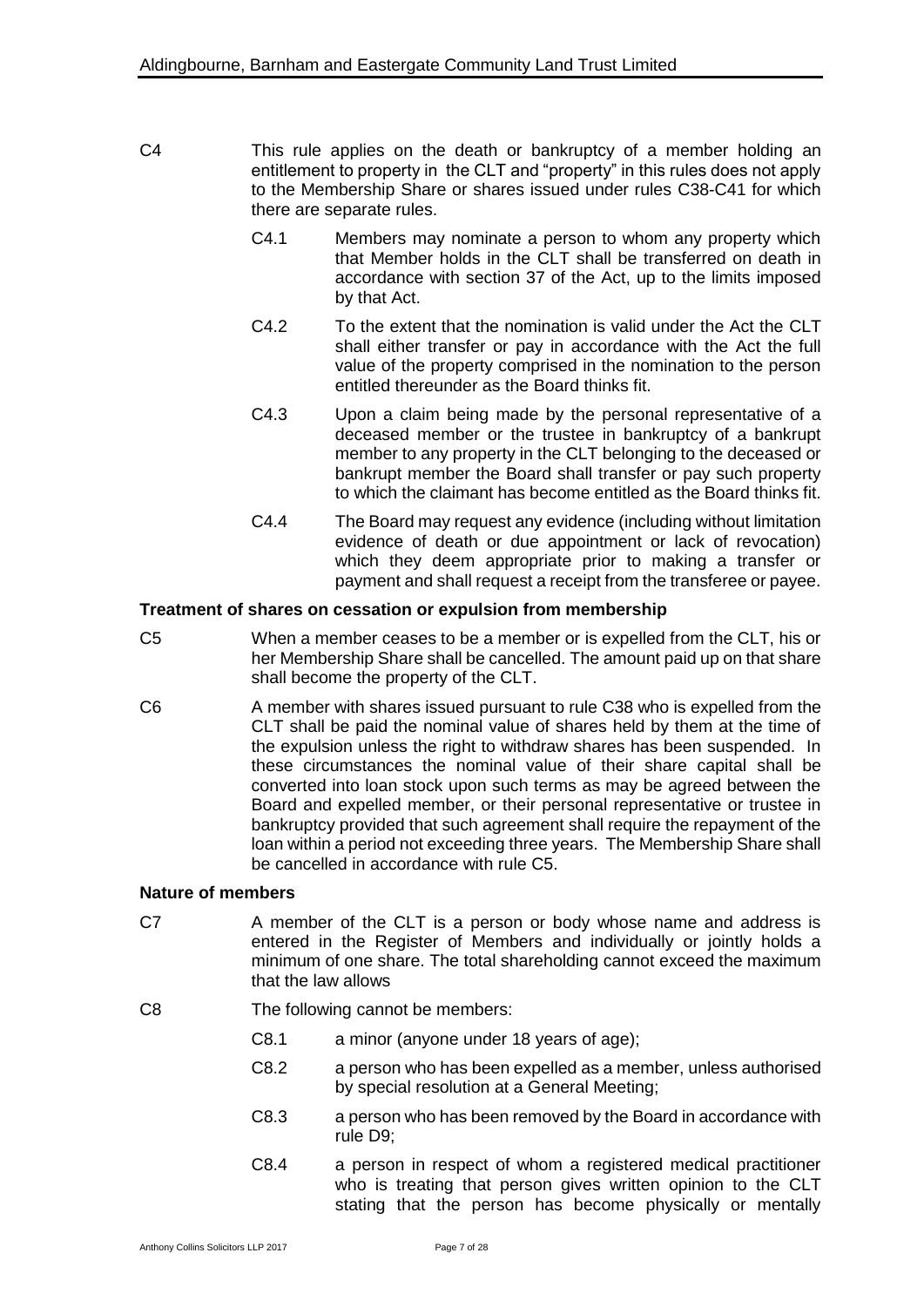C4 This rule applies on the death or bankruptcy of a member holding an entitlement to property in the CLT and "property" in this rules does not apply to the Membership Share or shares issued under rules C38-C41 for which there are separate rules.

> C4.1 Members may nominate a person to whom any property which that Member holds in the CLT shall be transferred on death in accordance with section 37 of the Act, up to the limits imposed by that Act.
>
> C4.2 To the extent that the nomination is valid under the Act the CLT shall either transfer or pay in accordance with the Act the full value of the property comprised in the nomination to the person entitled thereunder as the Board thinks fit.
>
> C4.3 Upon a claim being made by the personal representative of a deceased member or the trustee in bankruptcy of a bankrupt member to any property in the CLT belonging to the deceased or bankrupt member the Board shall transfer or pay such property to which the claimant has become entitled as the Board thinks fit.
>
> C4.4 The Board may request any evidence (including without limitation evidence of death or due appointment or lack of revocation) which they deem appropriate prior to making a transfer or payment and shall request a receipt from the transferee or payee.

**Treatment of shares on cessation or expulsion from membership**

C5 When a member ceases to be a member or is expelled from the CLT, his or her Membership Share shall be cancelled. The amount paid up on that share shall become the property of the CLT.

C6 A member with shares issued pursuant to rule C38 who is expelled from the CLT shall be paid the nominal value of shares held by them at the time of the expulsion unless the right to withdraw shares has been suspended. In these circumstances the nominal value of their share capital shall be converted into loan stock upon such terms as may be agreed between the Board and expelled member, or their personal representative or trustee in bankruptcy provided that such agreement shall require the repayment of the loan within a period not exceeding three years. The Membership Share shall be cancelled in accordance with rule C5.

**Nature of members**

C7 A member of the CLT is a person or body whose name and address is entered in the Register of Members and individually or jointly holds a minimum of one share. The total shareholding cannot exceed the maximum that the law allows

C8 The following cannot be members:

> C8.1 a minor (anyone under 18 years of age);
>
> C8.2 a person who has been expelled as a member, unless authorised by special resolution at a General Meeting;
>
> C8.3 a person who has been removed by the Board in accordance with rule D9;
>
> C8.4 a person in respect of whom a registered medical practitioner who is treating that person gives written opinion to the CLT stating that the person has become physically or mentally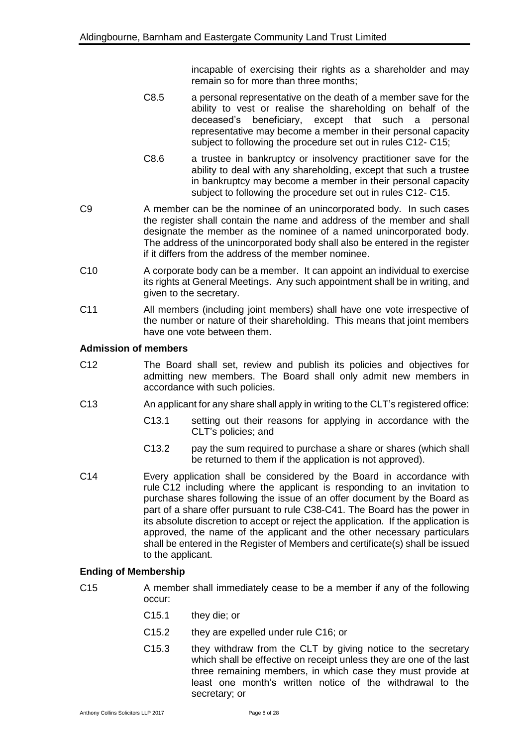incapable of exercising their rights as a shareholder and may remain so for more than three months;

- C8.5 a personal representative on the death of a member save for the ability to vest or realise the shareholding on behalf of the deceased's beneficiary, except that such a personal representative may become a member in their personal capacity subject to following the procedure set out in rules C12- C15;
- C8.6 a trustee in bankruptcy or insolvency practitioner save for the ability to deal with any shareholding, except that such a trustee in bankruptcy may become a member in their personal capacity subject to following the procedure set out in rules C12- C15.

C9 A member can be the nominee of an unincorporated body. In such cases the register shall contain the name and address of the member and shall designate the member as the nominee of a named unincorporated body. The address of the unincorporated body shall also be entered in the register if it differs from the address of the member nominee.

C10 A corporate body can be a member. It can appoint an individual to exercise its rights at General Meetings. Any such appointment shall be in writing, and given to the secretary.

C11 All members (including joint members) shall have one vote irrespective of the number or nature of their shareholding. This means that joint members have one vote between them.

**Admission of members**

C12 The Board shall set, review and publish its policies and objectives for admitting new members. The Board shall only admit new members in accordance with such policies.

C13 An applicant for any share shall apply in writing to the CLT's registered office:

- C13.1 setting out their reasons for applying in accordance with the CLT's policies; and
- C13.2 pay the sum required to purchase a share or shares (which shall be returned to them if the application is not approved).

C14 Every application shall be considered by the Board in accordance with rule C12 including where the applicant is responding to an invitation to purchase shares following the issue of an offer document by the Board as part of a share offer pursuant to rule C38-C41. The Board has the power in its absolute discretion to accept or reject the application. If the application is approved, the name of the applicant and the other necessary particulars shall be entered in the Register of Members and certificate(s) shall be issued to the applicant.

**Ending of Membership**

C15 A member shall immediately cease to be a member if any of the following occur:

- C15.1 they die; or
- C15.2 they are expelled under rule C16; or
- C15.3 they withdraw from the CLT by giving notice to the secretary which shall be effective on receipt unless they are one of the last three remaining members, in which case they must provide at least one month's written notice of the withdrawal to the secretary; or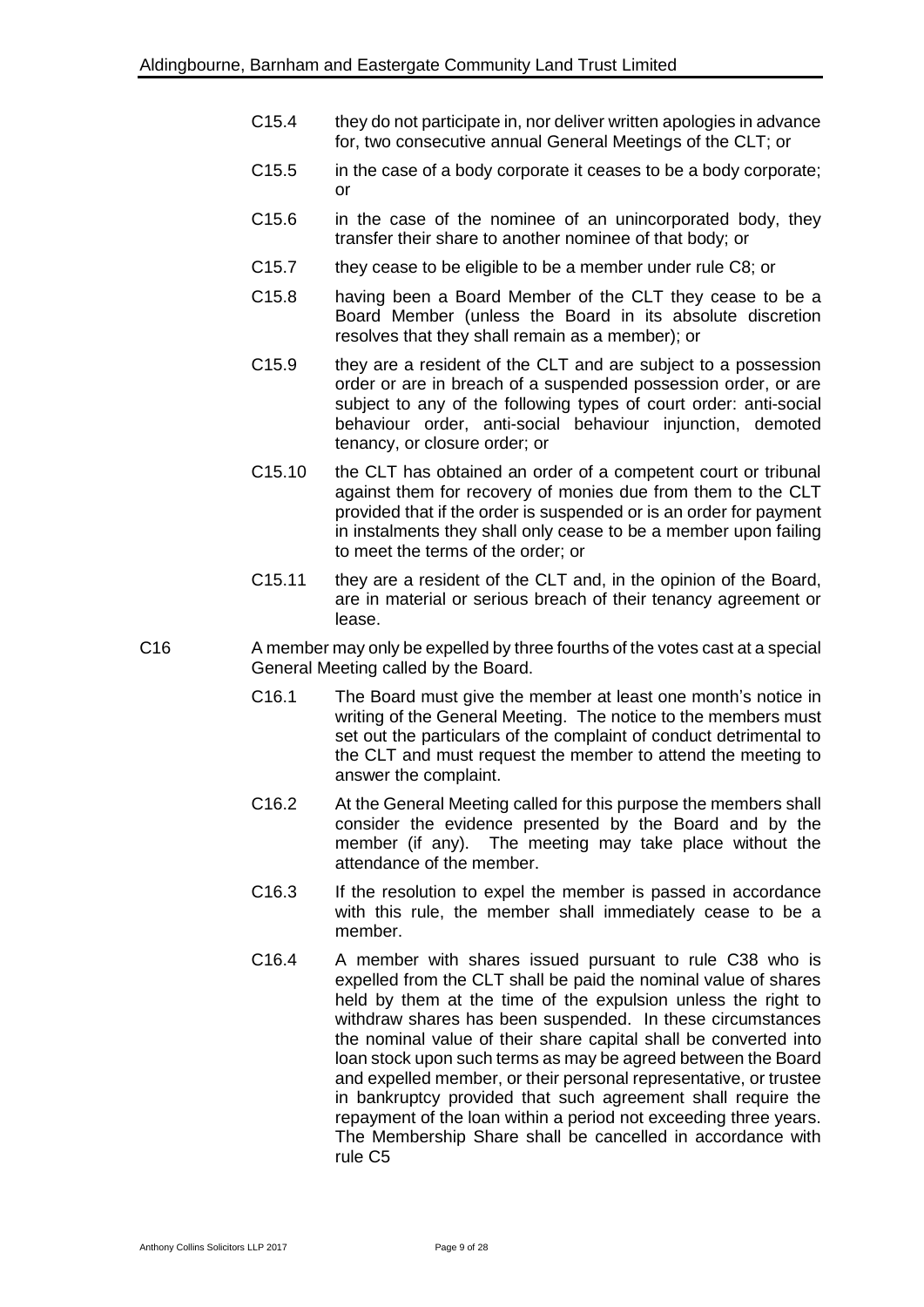C15.4 they do not participate in, nor deliver written apologies in advance for, two consecutive annual General Meetings of the CLT; or

C15.5 in the case of a body corporate it ceases to be a body corporate; or

C15.6 in the case of the nominee of an unincorporated body, they transfer their share to another nominee of that body; or

C15.7 they cease to be eligible to be a member under rule C8; or

C15.8 having been a Board Member of the CLT they cease to be a Board Member (unless the Board in its absolute discretion resolves that they shall remain as a member); or

C15.9 they are a resident of the CLT and are subject to a possession order or are in breach of a suspended possession order, or are subject to any of the following types of court order: anti-social behaviour order, anti-social behaviour injunction, demoted tenancy, or closure order; or

C15.10 the CLT has obtained an order of a competent court or tribunal against them for recovery of monies due from them to the CLT provided that if the order is suspended or is an order for payment in instalments they shall only cease to be a member upon failing to meet the terms of the order; or

C15.11 they are a resident of the CLT and, in the opinion of the Board, are in material or serious breach of their tenancy agreement or lease.

C16 A member may only be expelled by three fourths of the votes cast at a special General Meeting called by the Board.

C16.1 The Board must give the member at least one month's notice in writing of the General Meeting. The notice to the members must set out the particulars of the complaint of conduct detrimental to the CLT and must request the member to attend the meeting to answer the complaint.

C16.2 At the General Meeting called for this purpose the members shall consider the evidence presented by the Board and by the member (if any). The meeting may take place without the attendance of the member.

C16.3 If the resolution to expel the member is passed in accordance with this rule, the member shall immediately cease to be a member.

C16.4 A member with shares issued pursuant to rule C38 who is expelled from the CLT shall be paid the nominal value of shares held by them at the time of the expulsion unless the right to withdraw shares has been suspended. In these circumstances the nominal value of their share capital shall be converted into loan stock upon such terms as may be agreed between the Board and expelled member, or their personal representative, or trustee in bankruptcy provided that such agreement shall require the repayment of the loan within a period not exceeding three years. The Membership Share shall be cancelled in accordance with rule C5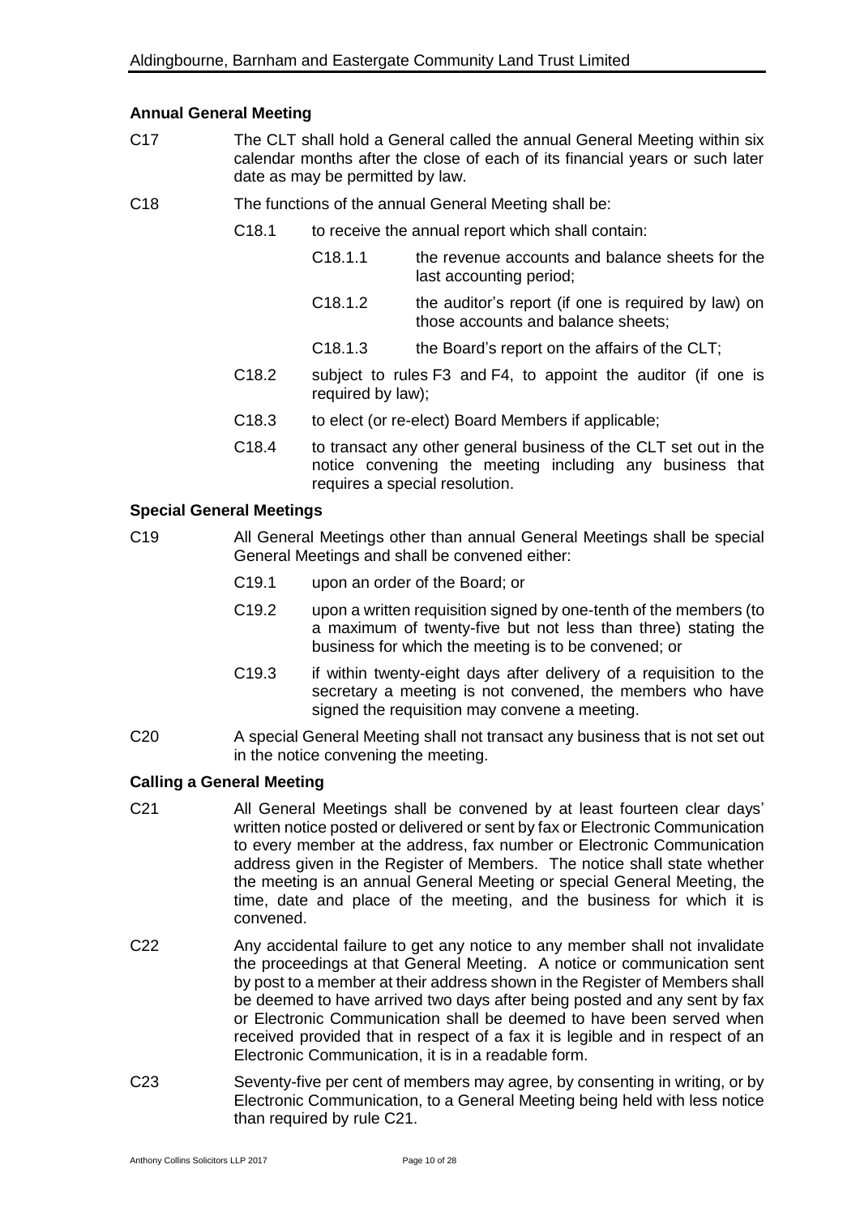## Annual General Meeting

C17 The CLT shall hold a General called the annual General Meeting within six calendar months after the close of each of its financial years or such later date as may be permitted by law.

C18 The functions of the annual General Meeting shall be:

- C18.1 to receive the annual report which shall contain:
  - C18.1.1 the revenue accounts and balance sheets for the last accounting period;
  - C18.1.2 the auditor's report (if one is required by law) on those accounts and balance sheets;
  - C18.1.3 the Board's report on the affairs of the CLT;
- C18.2 subject to rules F3 and F4, to appoint the auditor (if one is required by law);
- C18.3 to elect (or re-elect) Board Members if applicable;
- C18.4 to transact any other general business of the CLT set out in the notice convening the meeting including any business that requires a special resolution.

## Special General Meetings

C19 All General Meetings other than annual General Meetings shall be special General Meetings and shall be convened either:

- C19.1 upon an order of the Board; or
- C19.2 upon a written requisition signed by one-tenth of the members (to a maximum of twenty-five but not less than three) stating the business for which the meeting is to be convened; or
- C19.3 if within twenty-eight days after delivery of a requisition to the secretary a meeting is not convened, the members who have signed the requisition may convene a meeting.

C20 A special General Meeting shall not transact any business that is not set out in the notice convening the meeting.

## Calling a General Meeting

C21 All General Meetings shall be convened by at least fourteen clear days' written notice posted or delivered or sent by fax or Electronic Communication to every member at the address, fax number or Electronic Communication address given in the Register of Members. The notice shall state whether the meeting is an annual General Meeting or special General Meeting, the time, date and place of the meeting, and the business for which it is convened.

C22 Any accidental failure to get any notice to any member shall not invalidate the proceedings at that General Meeting. A notice or communication sent by post to a member at their address shown in the Register of Members shall be deemed to have arrived two days after being posted and any sent by fax or Electronic Communication shall be deemed to have been served when received provided that in respect of a fax it is legible and in respect of an Electronic Communication, it is in a readable form.

C23 Seventy-five per cent of members may agree, by consenting in writing, or by Electronic Communication, to a General Meeting being held with less notice than required by rule C21.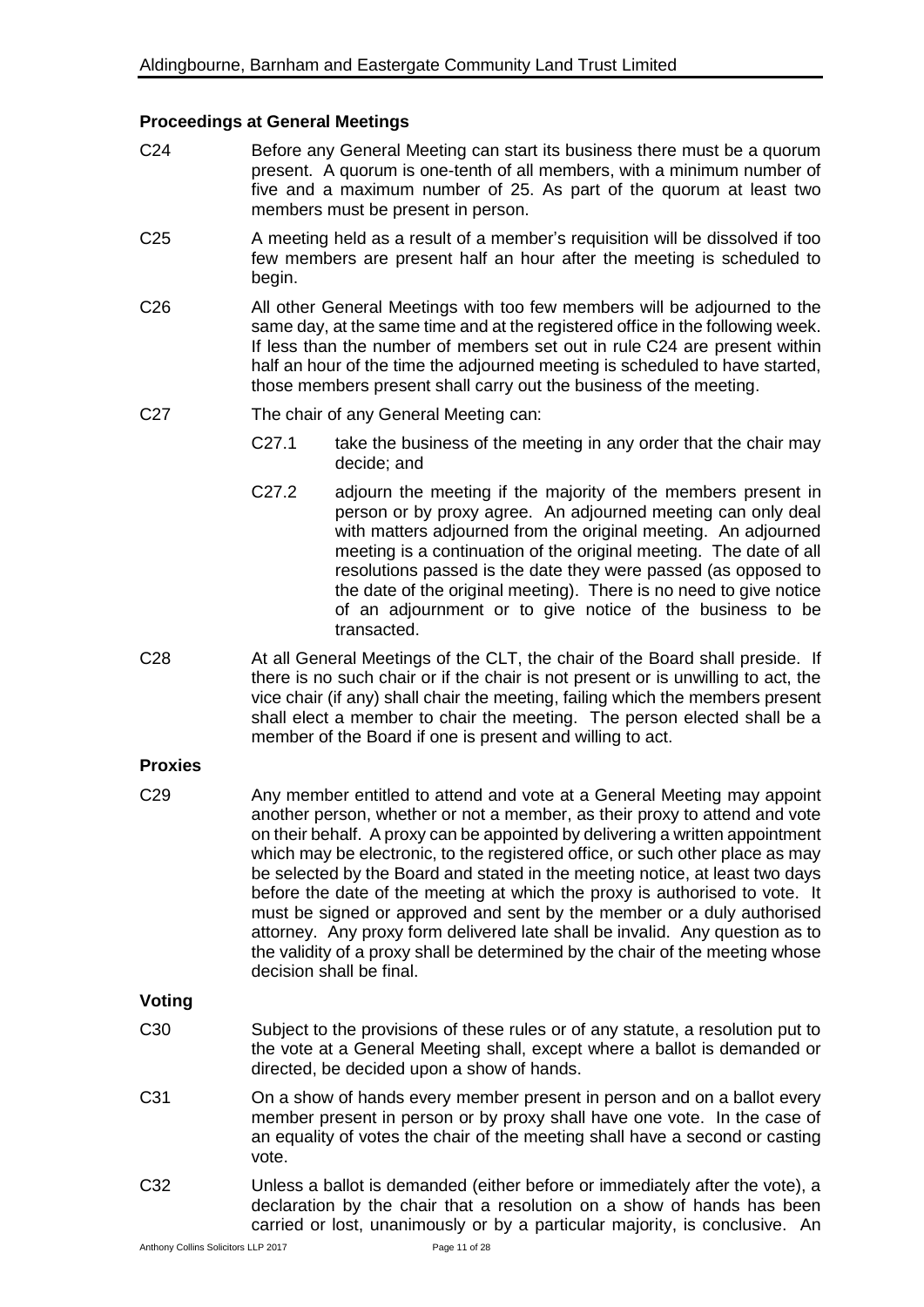### Proceedings at General Meetings

C24 Before any General Meeting can start its business there must be a quorum present. A quorum is one-tenth of all members, with a minimum number of five and a maximum number of 25. As part of the quorum at least two members must be present in person.

C25 A meeting held as a result of a member's requisition will be dissolved if too few members are present half an hour after the meeting is scheduled to begin.

C26 All other General Meetings with too few members will be adjourned to the same day, at the same time and at the registered office in the following week. If less than the number of members set out in rule C24 are present within half an hour of the time the adjourned meeting is scheduled to have started, those members present shall carry out the business of the meeting.

C27 The chair of any General Meeting can:

C27.1 take the business of the meeting in any order that the chair may decide; and

C27.2 adjourn the meeting if the majority of the members present in person or by proxy agree. An adjourned meeting can only deal with matters adjourned from the original meeting. An adjourned meeting is a continuation of the original meeting. The date of all resolutions passed is the date they were passed (as opposed to the date of the original meeting). There is no need to give notice of an adjournment or to give notice of the business to be transacted.

C28 At all General Meetings of the CLT, the chair of the Board shall preside. If there is no such chair or if the chair is not present or is unwilling to act, the vice chair (if any) shall chair the meeting, failing which the members present shall elect a member to chair the meeting. The person elected shall be a member of the Board if one is present and willing to act.

### Proxies

C29 Any member entitled to attend and vote at a General Meeting may appoint another person, whether or not a member, as their proxy to attend and vote on their behalf. A proxy can be appointed by delivering a written appointment which may be electronic, to the registered office, or such other place as may be selected by the Board and stated in the meeting notice, at least two days before the date of the meeting at which the proxy is authorised to vote. It must be signed or approved and sent by the member or a duly authorised attorney. Any proxy form delivered late shall be invalid. Any question as to the validity of a proxy shall be determined by the chair of the meeting whose decision shall be final.

### Voting

C30 Subject to the provisions of these rules or of any statute, a resolution put to the vote at a General Meeting shall, except where a ballot is demanded or directed, be decided upon a show of hands.

C31 On a show of hands every member present in person and on a ballot every member present in person or by proxy shall have one vote. In the case of an equality of votes the chair of the meeting shall have a second or casting vote.

C32 Unless a ballot is demanded (either before or immediately after the vote), a declaration by the chair that a resolution on a show of hands has been carried or lost, unanimously or by a particular majority, is conclusive. An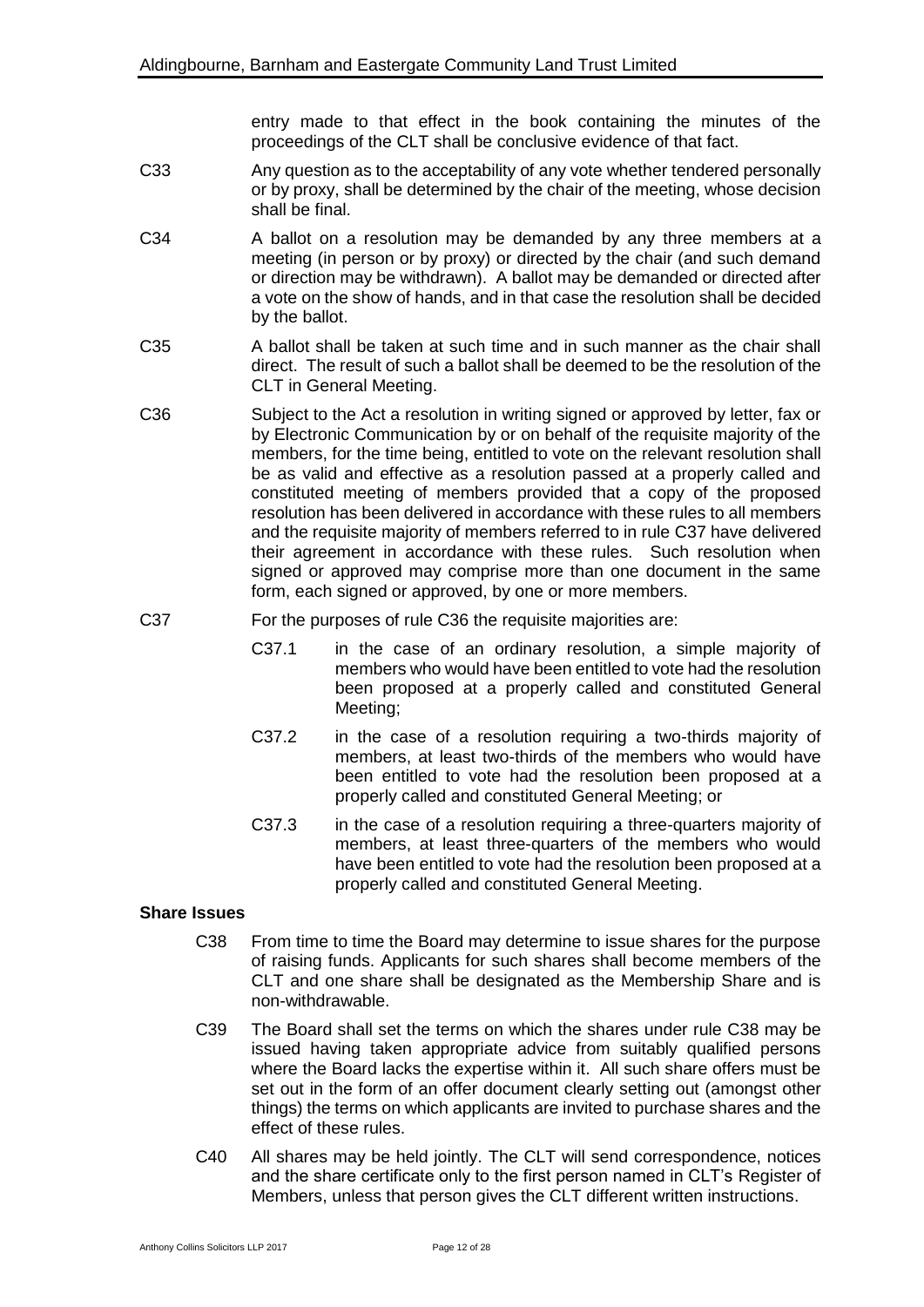entry made to that effect in the book containing the minutes of the proceedings of the CLT shall be conclusive evidence of that fact.

C33 Any question as to the acceptability of any vote whether tendered personally or by proxy, shall be determined by the chair of the meeting, whose decision shall be final.

C34 A ballot on a resolution may be demanded by any three members at a meeting (in person or by proxy) or directed by the chair (and such demand or direction may be withdrawn). A ballot may be demanded or directed after a vote on the show of hands, and in that case the resolution shall be decided by the ballot.

C35 A ballot shall be taken at such time and in such manner as the chair shall direct. The result of such a ballot shall be deemed to be the resolution of the CLT in General Meeting.

C36 Subject to the Act a resolution in writing signed or approved by letter, fax or by Electronic Communication by or on behalf of the requisite majority of the members, for the time being, entitled to vote on the relevant resolution shall be as valid and effective as a resolution passed at a properly called and constituted meeting of members provided that a copy of the proposed resolution has been delivered in accordance with these rules to all members and the requisite majority of members referred to in rule C37 have delivered their agreement in accordance with these rules. Such resolution when signed or approved may comprise more than one document in the same form, each signed or approved, by one or more members.

C37 For the purposes of rule C36 the requisite majorities are:

C37.1 in the case of an ordinary resolution, a simple majority of members who would have been entitled to vote had the resolution been proposed at a properly called and constituted General Meeting;

C37.2 in the case of a resolution requiring a two-thirds majority of members, at least two-thirds of the members who would have been entitled to vote had the resolution been proposed at a properly called and constituted General Meeting; or

C37.3 in the case of a resolution requiring a three-quarters majority of members, at least three-quarters of the members who would have been entitled to vote had the resolution been proposed at a properly called and constituted General Meeting.

**Share Issues**

C38 From time to time the Board may determine to issue shares for the purpose of raising funds. Applicants for such shares shall become members of the CLT and one share shall be designated as the Membership Share and is non-withdrawable.

C39 The Board shall set the terms on which the shares under rule C38 may be issued having taken appropriate advice from suitably qualified persons where the Board lacks the expertise within it. All such share offers must be set out in the form of an offer document clearly setting out (amongst other things) the terms on which applicants are invited to purchase shares and the effect of these rules.

C40 All shares may be held jointly. The CLT will send correspondence, notices and the share certificate only to the first person named in CLT's Register of Members, unless that person gives the CLT different written instructions.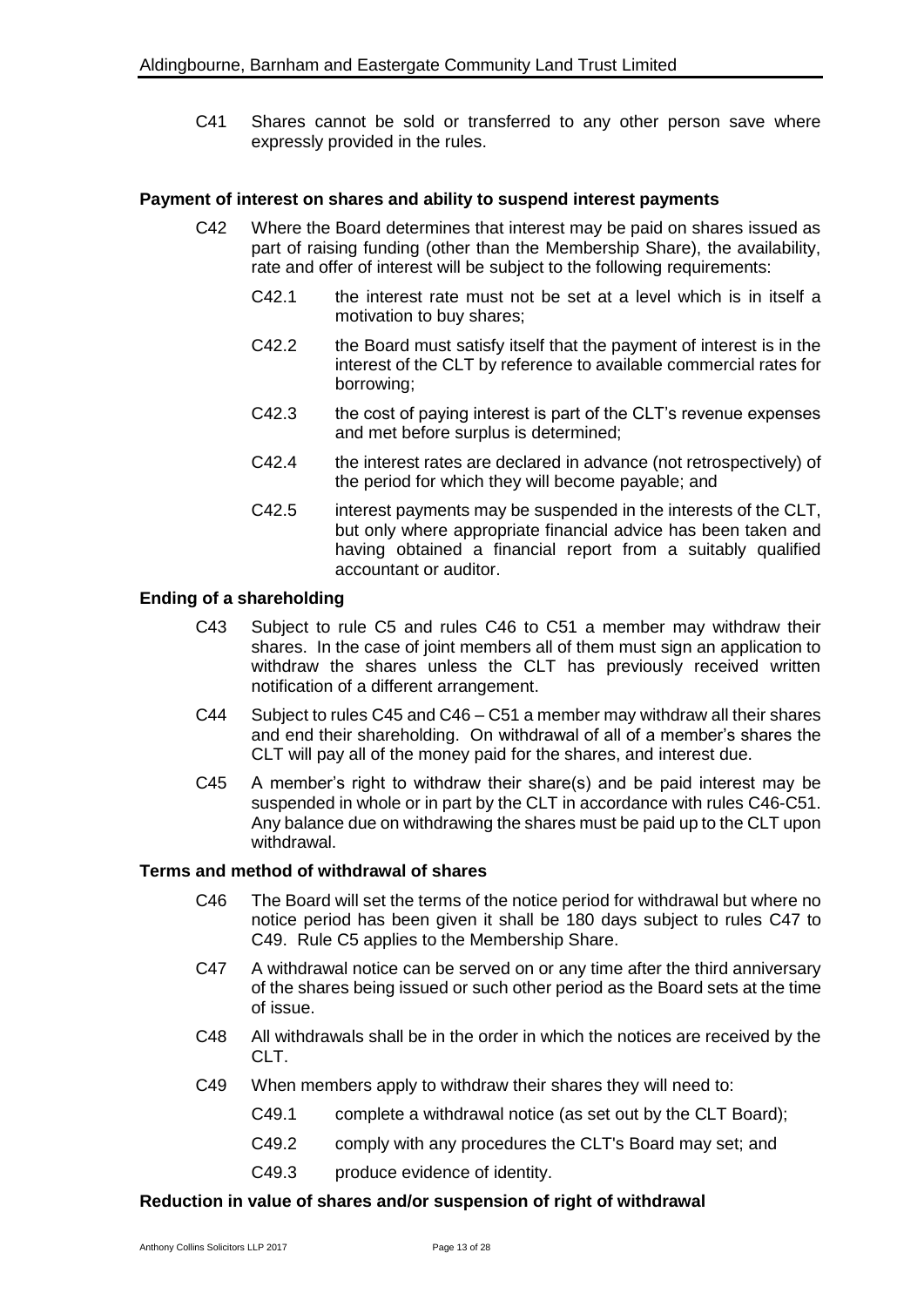C41 Shares cannot be sold or transferred to any other person save where expressly provided in the rules.

### Payment of interest on shares and ability to suspend interest payments

C42 Where the Board determines that interest may be paid on shares issued as part of raising funding (other than the Membership Share), the availability, rate and offer of interest will be subject to the following requirements:

C42.1 the interest rate must not be set at a level which is in itself a motivation to buy shares;

C42.2 the Board must satisfy itself that the payment of interest is in the interest of the CLT by reference to available commercial rates for borrowing;

C42.3 the cost of paying interest is part of the CLT's revenue expenses and met before surplus is determined;

C42.4 the interest rates are declared in advance (not retrospectively) of the period for which they will become payable; and

C42.5 interest payments may be suspended in the interests of the CLT, but only where appropriate financial advice has been taken and having obtained a financial report from a suitably qualified accountant or auditor.

### Ending of a shareholding

C43 Subject to rule C5 and rules C46 to C51 a member may withdraw their shares. In the case of joint members all of them must sign an application to withdraw the shares unless the CLT has previously received written notification of a different arrangement.

C44 Subject to rules C45 and C46 – C51 a member may withdraw all their shares and end their shareholding. On withdrawal of all of a member's shares the CLT will pay all of the money paid for the shares, and interest due.

C45 A member's right to withdraw their share(s) and be paid interest may be suspended in whole or in part by the CLT in accordance with rules C46-C51. Any balance due on withdrawing the shares must be paid up to the CLT upon withdrawal.

### Terms and method of withdrawal of shares

C46 The Board will set the terms of the notice period for withdrawal but where no notice period has been given it shall be 180 days subject to rules C47 to C49. Rule C5 applies to the Membership Share.

C47 A withdrawal notice can be served on or any time after the third anniversary of the shares being issued or such other period as the Board sets at the time of issue.

C48 All withdrawals shall be in the order in which the notices are received by the CLT.

C49 When members apply to withdraw their shares they will need to:

C49.1 complete a withdrawal notice (as set out by the CLT Board);

C49.2 comply with any procedures the CLT's Board may set; and

C49.3 produce evidence of identity.

### Reduction in value of shares and/or suspension of right of withdrawal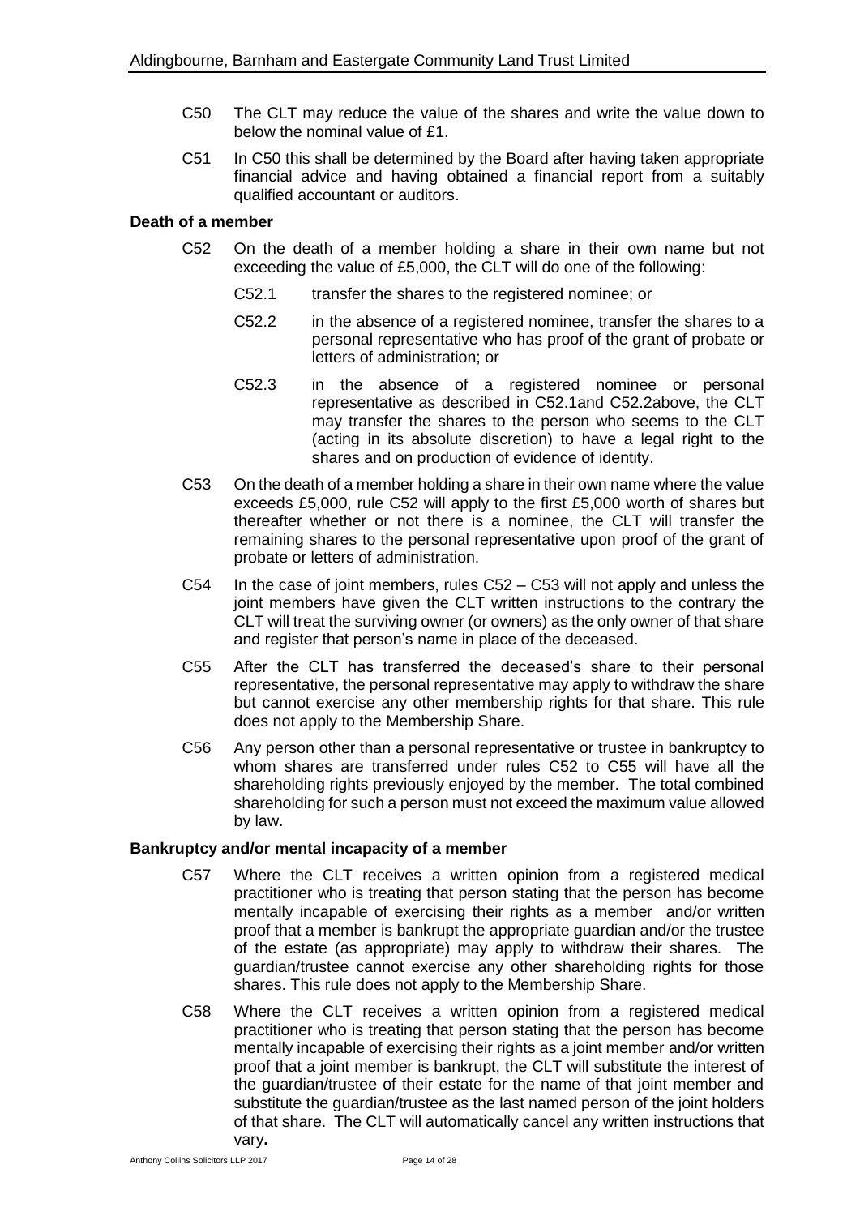C50 The CLT may reduce the value of the shares and write the value down to below the nominal value of £1.

C51 In C50 this shall be determined by the Board after having taken appropriate financial advice and having obtained a financial report from a suitably qualified accountant or auditors.

**Death of a member**

C52 On the death of a member holding a share in their own name but not exceeding the value of £5,000, the CLT will do one of the following:

C52.1 transfer the shares to the registered nominee; or

C52.2 in the absence of a registered nominee, transfer the shares to a personal representative who has proof of the grant of probate or letters of administration; or

C52.3 in the absence of a registered nominee or personal representative as described in C52.1and C52.2above, the CLT may transfer the shares to the person who seems to the CLT (acting in its absolute discretion) to have a legal right to the shares and on production of evidence of identity.

C53 On the death of a member holding a share in their own name where the value exceeds £5,000, rule C52 will apply to the first £5,000 worth of shares but thereafter whether or not there is a nominee, the CLT will transfer the remaining shares to the personal representative upon proof of the grant of probate or letters of administration.

C54 In the case of joint members, rules C52 – C53 will not apply and unless the joint members have given the CLT written instructions to the contrary the CLT will treat the surviving owner (or owners) as the only owner of that share and register that person's name in place of the deceased.

C55 After the CLT has transferred the deceased's share to their personal representative, the personal representative may apply to withdraw the share but cannot exercise any other membership rights for that share. This rule does not apply to the Membership Share.

C56 Any person other than a personal representative or trustee in bankruptcy to whom shares are transferred under rules C52 to C55 will have all the shareholding rights previously enjoyed by the member. The total combined shareholding for such a person must not exceed the maximum value allowed by law.

**Bankruptcy and/or mental incapacity of a member**

C57 Where the CLT receives a written opinion from a registered medical practitioner who is treating that person stating that the person has become mentally incapable of exercising their rights as a member and/or written proof that a member is bankrupt the appropriate guardian and/or the trustee of the estate (as appropriate) may apply to withdraw their shares. The guardian/trustee cannot exercise any other shareholding rights for those shares. This rule does not apply to the Membership Share.

C58 Where the CLT receives a written opinion from a registered medical practitioner who is treating that person stating that the person has become mentally incapable of exercising their rights as a joint member and/or written proof that a joint member is bankrupt, the CLT will substitute the interest of the guardian/trustee of their estate for the name of that joint member and substitute the guardian/trustee as the last named person of the joint holders of that share. The CLT will automatically cancel any written instructions that vary**.**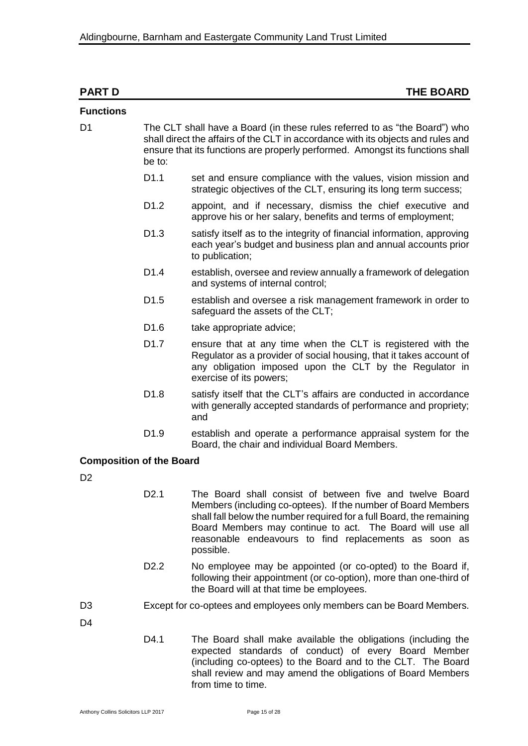## PART D THE BOARD

### Functions

D1 The CLT shall have a Board (in these rules referred to as "the Board") who shall direct the affairs of the CLT in accordance with its objects and rules and ensure that its functions are properly performed. Amongst its functions shall be to:

- D1.1 set and ensure compliance with the values, vision mission and strategic objectives of the CLT, ensuring its long term success;
- D1.2 appoint, and if necessary, dismiss the chief executive and approve his or her salary, benefits and terms of employment;
- D1.3 satisfy itself as to the integrity of financial information, approving each year's budget and business plan and annual accounts prior to publication;
- D1.4 establish, oversee and review annually a framework of delegation and systems of internal control;
- D1.5 establish and oversee a risk management framework in order to safeguard the assets of the CLT;
- D1.6 take appropriate advice;
- D1.7 ensure that at any time when the CLT is registered with the Regulator as a provider of social housing, that it takes account of any obligation imposed upon the CLT by the Regulator in exercise of its powers;
- D1.8 satisfy itself that the CLT's affairs are conducted in accordance with generally accepted standards of performance and propriety; and
- D1.9 establish and operate a performance appraisal system for the Board, the chair and individual Board Members.

### Composition of the Board

D2

- D2.1 The Board shall consist of between five and twelve Board Members (including co-optees). If the number of Board Members shall fall below the number required for a full Board, the remaining Board Members may continue to act. The Board will use all reasonable endeavours to find replacements as soon as possible.
- D2.2 No employee may be appointed (or co-opted) to the Board if, following their appointment (or co-option), more than one-third of the Board will at that time be employees.

D3 Except for co-optees and employees only members can be Board Members.

D4

- D4.1 The Board shall make available the obligations (including the expected standards of conduct) of every Board Member (including co-optees) to the Board and to the CLT. The Board shall review and may amend the obligations of Board Members from time to time.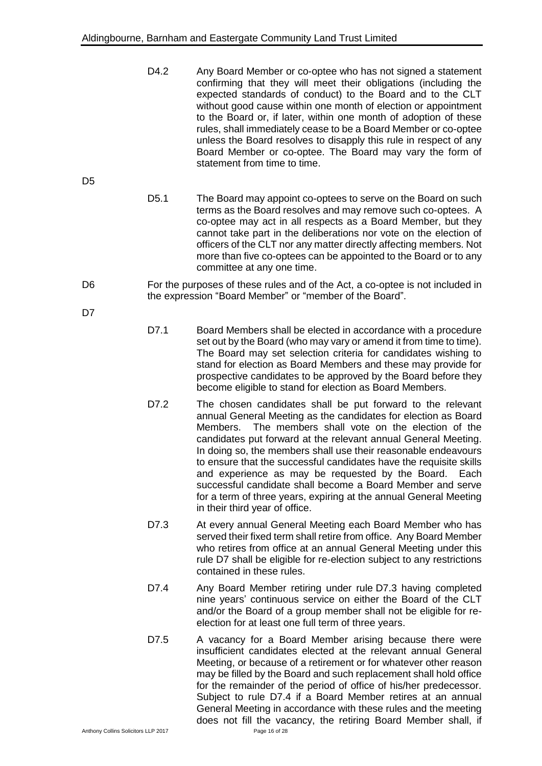D4.2 Any Board Member or co-optee who has not signed a statement confirming that they will meet their obligations (including the expected standards of conduct) to the Board and to the CLT without good cause within one month of election or appointment to the Board or, if later, within one month of adoption of these rules, shall immediately cease to be a Board Member or co-optee unless the Board resolves to disapply this rule in respect of any Board Member or co-optee. The Board may vary the form of statement from time to time.

D5

D5.1 The Board may appoint co-optees to serve on the Board on such terms as the Board resolves and may remove such co-optees. A co-optee may act in all respects as a Board Member, but they cannot take part in the deliberations nor vote on the election of officers of the CLT nor any matter directly affecting members. Not more than five co-optees can be appointed to the Board or to any committee at any one time.

D6 For the purposes of these rules and of the Act, a co-optee is not included in the expression "Board Member" or "member of the Board".

D7

D7.1 Board Members shall be elected in accordance with a procedure set out by the Board (who may vary or amend it from time to time). The Board may set selection criteria for candidates wishing to stand for election as Board Members and these may provide for prospective candidates to be approved by the Board before they become eligible to stand for election as Board Members.

D7.2 The chosen candidates shall be put forward to the relevant annual General Meeting as the candidates for election as Board Members. The members shall vote on the election of the candidates put forward at the relevant annual General Meeting. In doing so, the members shall use their reasonable endeavours to ensure that the successful candidates have the requisite skills and experience as may be requested by the Board. Each successful candidate shall become a Board Member and serve for a term of three years, expiring at the annual General Meeting in their third year of office.

D7.3 At every annual General Meeting each Board Member who has served their fixed term shall retire from office. Any Board Member who retires from office at an annual General Meeting under this rule D7 shall be eligible for re-election subject to any restrictions contained in these rules.

D7.4 Any Board Member retiring under rule D7.3 having completed nine years' continuous service on either the Board of the CLT and/or the Board of a group member shall not be eligible for re-election for at least one full term of three years.

D7.5 A vacancy for a Board Member arising because there were insufficient candidates elected at the relevant annual General Meeting, or because of a retirement or for whatever other reason may be filled by the Board and such replacement shall hold office for the remainder of the period of office of his/her predecessor. Subject to rule D7.4 if a Board Member retires at an annual General Meeting in accordance with these rules and the meeting does not fill the vacancy, the retiring Board Member shall, if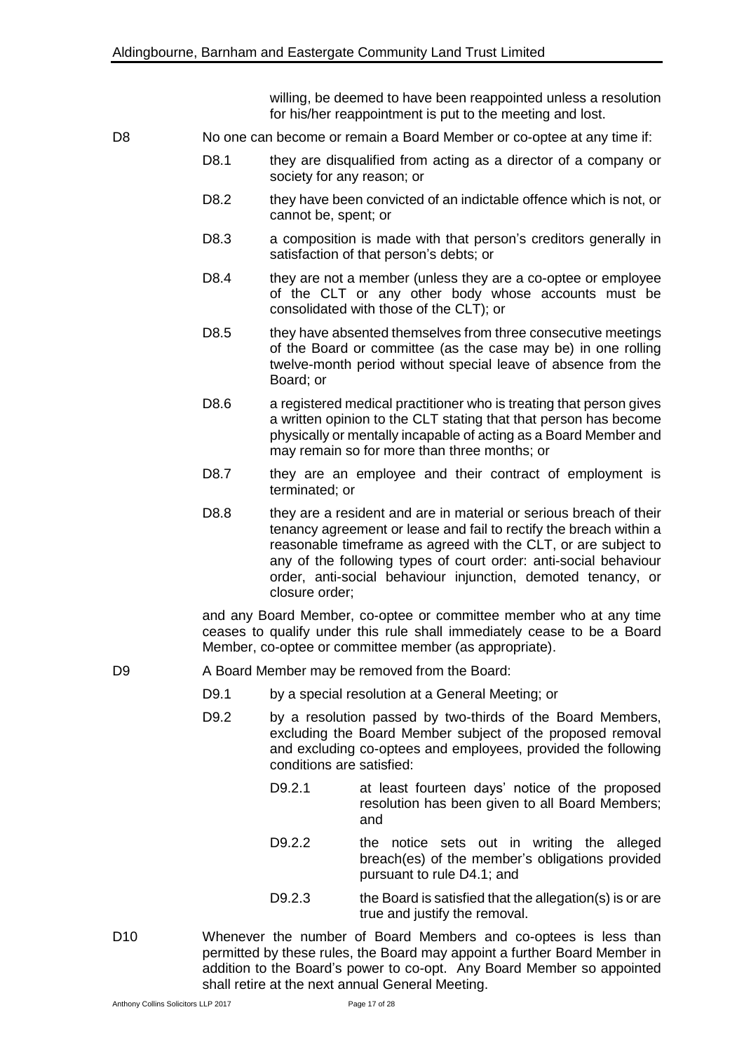willing, be deemed to have been reappointed unless a resolution for his/her reappointment is put to the meeting and lost.

D8 No one can become or remain a Board Member or co-optee at any time if:

- D8.1 they are disqualified from acting as a director of a company or society for any reason; or
- D8.2 they have been convicted of an indictable offence which is not, or cannot be, spent; or
- D8.3 a composition is made with that person's creditors generally in satisfaction of that person's debts; or
- D8.4 they are not a member (unless they are a co-optee or employee of the CLT or any other body whose accounts must be consolidated with those of the CLT); or
- D8.5 they have absented themselves from three consecutive meetings of the Board or committee (as the case may be) in one rolling twelve-month period without special leave of absence from the Board; or
- D8.6 a registered medical practitioner who is treating that person gives a written opinion to the CLT stating that that person has become physically or mentally incapable of acting as a Board Member and may remain so for more than three months; or
- D8.7 they are an employee and their contract of employment is terminated; or
- D8.8 they are a resident and are in material or serious breach of their tenancy agreement or lease and fail to rectify the breach within a reasonable timeframe as agreed with the CLT, or are subject to any of the following types of court order: anti-social behaviour order, anti-social behaviour injunction, demoted tenancy, or closure order;

and any Board Member, co-optee or committee member who at any time ceases to qualify under this rule shall immediately cease to be a Board Member, co-optee or committee member (as appropriate).

D9 A Board Member may be removed from the Board:

- D9.1 by a special resolution at a General Meeting; or
- D9.2 by a resolution passed by two-thirds of the Board Members, excluding the Board Member subject of the proposed removal and excluding co-optees and employees, provided the following conditions are satisfied:
  - D9.2.1 at least fourteen days' notice of the proposed resolution has been given to all Board Members; and
  - D9.2.2 the notice sets out in writing the alleged breach(es) of the member's obligations provided pursuant to rule D4.1; and
  - D9.2.3 the Board is satisfied that the allegation(s) is or are true and justify the removal.

D10 Whenever the number of Board Members and co-optees is less than permitted by these rules, the Board may appoint a further Board Member in addition to the Board's power to co-opt. Any Board Member so appointed shall retire at the next annual General Meeting.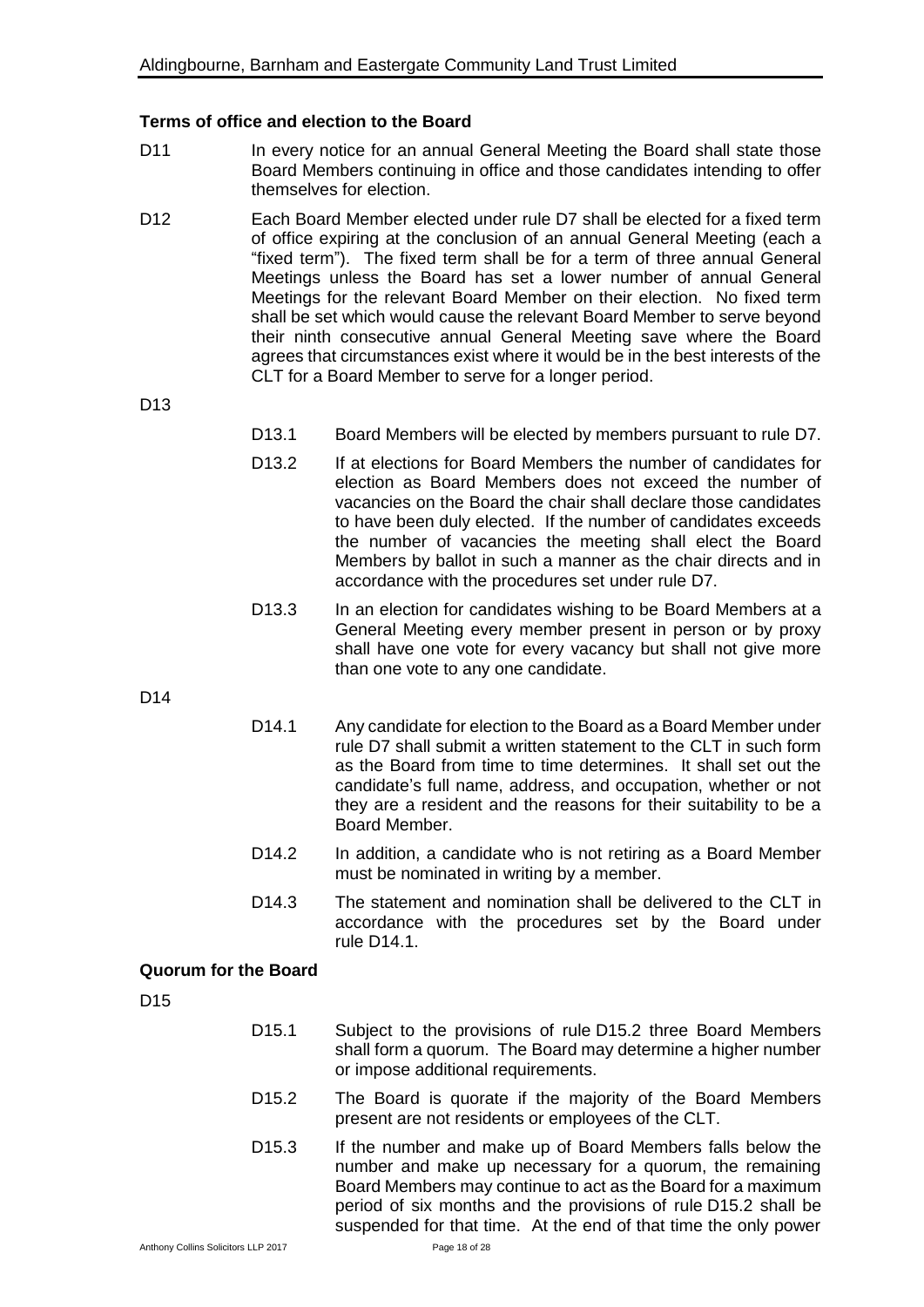### Terms of office and election to the Board

D11 In every notice for an annual General Meeting the Board shall state those Board Members continuing in office and those candidates intending to offer themselves for election.

D12 Each Board Member elected under rule D7 shall be elected for a fixed term of office expiring at the conclusion of an annual General Meeting (each a "fixed term"). The fixed term shall be for a term of three annual General Meetings unless the Board has set a lower number of annual General Meetings for the relevant Board Member on their election. No fixed term shall be set which would cause the relevant Board Member to serve beyond their ninth consecutive annual General Meeting save where the Board agrees that circumstances exist where it would be in the best interests of the CLT for a Board Member to serve for a longer period.

D13

D13.1 Board Members will be elected by members pursuant to rule D7.

D13.2 If at elections for Board Members the number of candidates for election as Board Members does not exceed the number of vacancies on the Board the chair shall declare those candidates to have been duly elected. If the number of candidates exceeds the number of vacancies the meeting shall elect the Board Members by ballot in such a manner as the chair directs and in accordance with the procedures set under rule D7.

D13.3 In an election for candidates wishing to be Board Members at a General Meeting every member present in person or by proxy shall have one vote for every vacancy but shall not give more than one vote to any one candidate.

D14

D14.1 Any candidate for election to the Board as a Board Member under rule D7 shall submit a written statement to the CLT in such form as the Board from time to time determines. It shall set out the candidate's full name, address, and occupation, whether or not they are a resident and the reasons for their suitability to be a Board Member.

D14.2 In addition, a candidate who is not retiring as a Board Member must be nominated in writing by a member.

D14.3 The statement and nomination shall be delivered to the CLT in accordance with the procedures set by the Board under rule D14.1.

### Quorum for the Board

D15

D15.1 Subject to the provisions of rule D15.2 three Board Members shall form a quorum. The Board may determine a higher number or impose additional requirements.

D15.2 The Board is quorate if the majority of the Board Members present are not residents or employees of the CLT.

D15.3 If the number and make up of Board Members falls below the number and make up necessary for a quorum, the remaining Board Members may continue to act as the Board for a maximum period of six months and the provisions of rule D15.2 shall be suspended for that time. At the end of that time the only power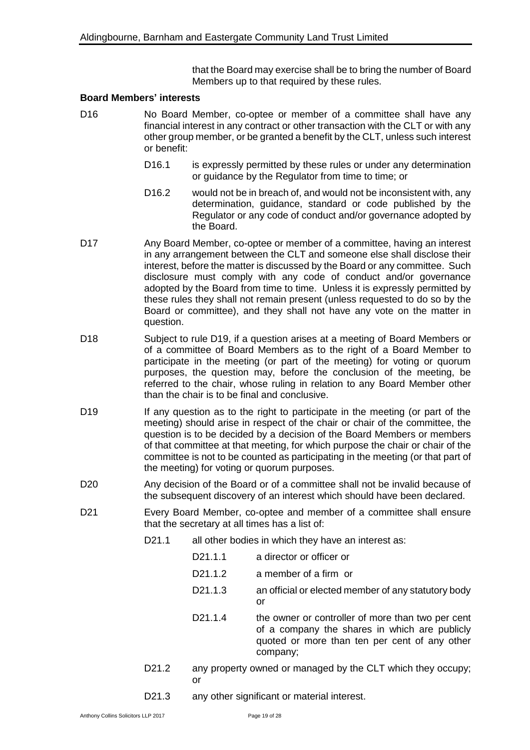that the Board may exercise shall be to bring the number of Board Members up to that required by these rules.

**Board Members' interests**

D16 No Board Member, co-optee or member of a committee shall have any financial interest in any contract or other transaction with the CLT or with any other group member, or be granted a benefit by the CLT, unless such interest or benefit:

- D16.1 is expressly permitted by these rules or under any determination or guidance by the Regulator from time to time; or
- D16.2 would not be in breach of, and would not be inconsistent with, any determination, guidance, standard or code published by the Regulator or any code of conduct and/or governance adopted by the Board.

D17 Any Board Member, co-optee or member of a committee, having an interest in any arrangement between the CLT and someone else shall disclose their interest, before the matter is discussed by the Board or any committee. Such disclosure must comply with any code of conduct and/or governance adopted by the Board from time to time. Unless it is expressly permitted by these rules they shall not remain present (unless requested to do so by the Board or committee), and they shall not have any vote on the matter in question.

D18 Subject to rule D19, if a question arises at a meeting of Board Members or of a committee of Board Members as to the right of a Board Member to participate in the meeting (or part of the meeting) for voting or quorum purposes, the question may, before the conclusion of the meeting, be referred to the chair, whose ruling in relation to any Board Member other than the chair is to be final and conclusive.

D19 If any question as to the right to participate in the meeting (or part of the meeting) should arise in respect of the chair or chair of the committee, the question is to be decided by a decision of the Board Members or members of that committee at that meeting, for which purpose the chair or chair of the committee is not to be counted as participating in the meeting (or that part of the meeting) for voting or quorum purposes.

D20 Any decision of the Board or of a committee shall not be invalid because of the subsequent discovery of an interest which should have been declared.

D21 Every Board Member, co-optee and member of a committee shall ensure that the secretary at all times has a list of:

- D21.1 all other bodies in which they have an interest as:
  - D21.1.1 a director or officer or
  - D21.1.2 a member of a firm or
  - D21.1.3 an official or elected member of any statutory body or
  - D21.1.4 the owner or controller of more than two per cent of a company the shares in which are publicly quoted or more than ten per cent of any other company;
- D21.2 any property owned or managed by the CLT which they occupy; or
- D21.3 any other significant or material interest.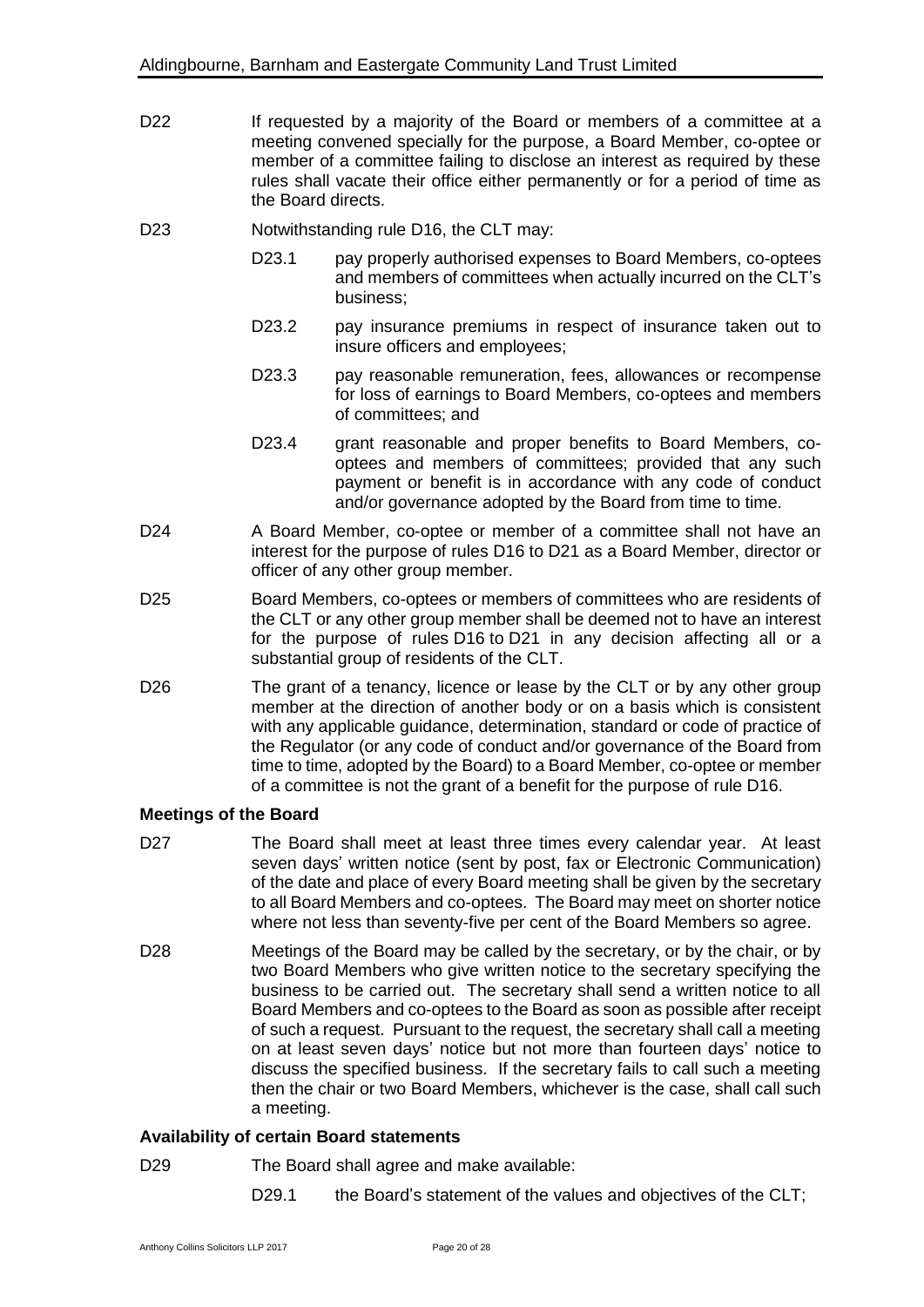D22 If requested by a majority of the Board or members of a committee at a meeting convened specially for the purpose, a Board Member, co-optee or member of a committee failing to disclose an interest as required by these rules shall vacate their office either permanently or for a period of time as the Board directs.

D23 Notwithstanding rule D16, the CLT may:

- D23.1 pay properly authorised expenses to Board Members, co-optees and members of committees when actually incurred on the CLT's business;
- D23.2 pay insurance premiums in respect of insurance taken out to insure officers and employees;
- D23.3 pay reasonable remuneration, fees, allowances or recompense for loss of earnings to Board Members, co-optees and members of committees; and
- D23.4 grant reasonable and proper benefits to Board Members, co-optees and members of committees; provided that any such payment or benefit is in accordance with any code of conduct and/or governance adopted by the Board from time to time.

D24 A Board Member, co-optee or member of a committee shall not have an interest for the purpose of rules D16 to D21 as a Board Member, director or officer of any other group member.

D25 Board Members, co-optees or members of committees who are residents of the CLT or any other group member shall be deemed not to have an interest for the purpose of rules D16 to D21 in any decision affecting all or a substantial group of residents of the CLT.

D26 The grant of a tenancy, licence or lease by the CLT or by any other group member at the direction of another body or on a basis which is consistent with any applicable guidance, determination, standard or code of practice of the Regulator (or any code of conduct and/or governance of the Board from time to time, adopted by the Board) to a Board Member, co-optee or member of a committee is not the grant of a benefit for the purpose of rule D16.

**Meetings of the Board**

D27 The Board shall meet at least three times every calendar year. At least seven days' written notice (sent by post, fax or Electronic Communication) of the date and place of every Board meeting shall be given by the secretary to all Board Members and co-optees. The Board may meet on shorter notice where not less than seventy-five per cent of the Board Members so agree.

D28 Meetings of the Board may be called by the secretary, or by the chair, or by two Board Members who give written notice to the secretary specifying the business to be carried out. The secretary shall send a written notice to all Board Members and co-optees to the Board as soon as possible after receipt of such a request. Pursuant to the request, the secretary shall call a meeting on at least seven days' notice but not more than fourteen days' notice to discuss the specified business. If the secretary fails to call such a meeting then the chair or two Board Members, whichever is the case, shall call such a meeting.

**Availability of certain Board statements**

D29 The Board shall agree and make available:

- D29.1 the Board's statement of the values and objectives of the CLT;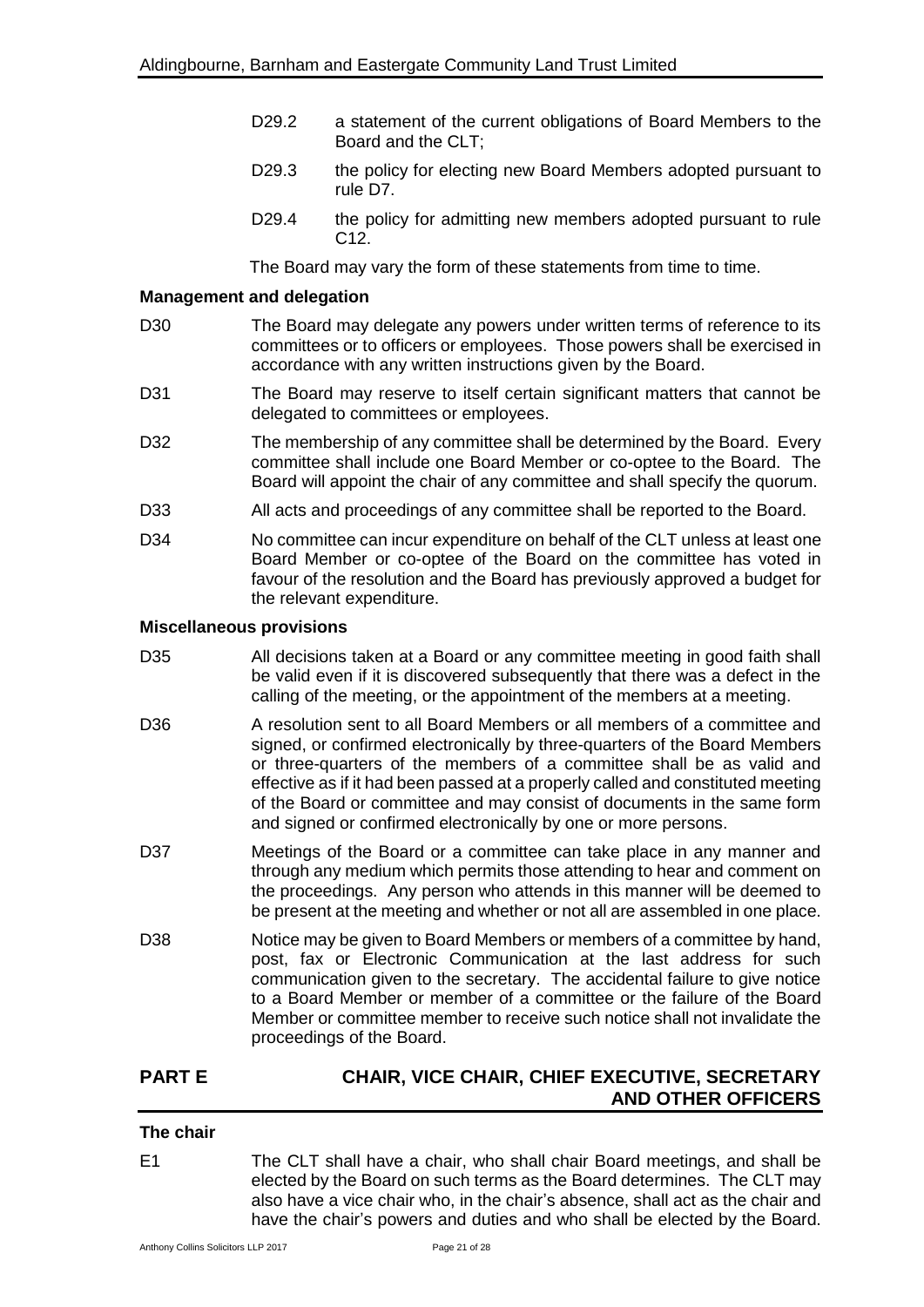D29.2 a statement of the current obligations of Board Members to the Board and the CLT;

D29.3 the policy for electing new Board Members adopted pursuant to rule D7.

D29.4 the policy for admitting new members adopted pursuant to rule C12.

The Board may vary the form of these statements from time to time.

### Management and delegation

D30 The Board may delegate any powers under written terms of reference to its committees or to officers or employees. Those powers shall be exercised in accordance with any written instructions given by the Board.

D31 The Board may reserve to itself certain significant matters that cannot be delegated to committees or employees.

D32 The membership of any committee shall be determined by the Board. Every committee shall include one Board Member or co-optee to the Board. The Board will appoint the chair of any committee and shall specify the quorum.

D33 All acts and proceedings of any committee shall be reported to the Board.

D34 No committee can incur expenditure on behalf of the CLT unless at least one Board Member or co-optee of the Board on the committee has voted in favour of the resolution and the Board has previously approved a budget for the relevant expenditure.

### Miscellaneous provisions

D35 All decisions taken at a Board or any committee meeting in good faith shall be valid even if it is discovered subsequently that there was a defect in the calling of the meeting, or the appointment of the members at a meeting.

D36 A resolution sent to all Board Members or all members of a committee and signed, or confirmed electronically by three-quarters of the Board Members or three-quarters of the members of a committee shall be as valid and effective as if it had been passed at a properly called and constituted meeting of the Board or committee and may consist of documents in the same form and signed or confirmed electronically by one or more persons.

D37 Meetings of the Board or a committee can take place in any manner and through any medium which permits those attending to hear and comment on the proceedings. Any person who attends in this manner will be deemed to be present at the meeting and whether or not all are assembled in one place.

D38 Notice may be given to Board Members or members of a committee by hand, post, fax or Electronic Communication at the last address for such communication given to the secretary. The accidental failure to give notice to a Board Member or member of a committee or the failure of the Board Member or committee member to receive such notice shall not invalidate the proceedings of the Board.

## PART E CHAIR, VICE CHAIR, CHIEF EXECUTIVE, SECRETARY AND OTHER OFFICERS

### The chair

E1 The CLT shall have a chair, who shall chair Board meetings, and shall be elected by the Board on such terms as the Board determines. The CLT may also have a vice chair who, in the chair's absence, shall act as the chair and have the chair's powers and duties and who shall be elected by the Board.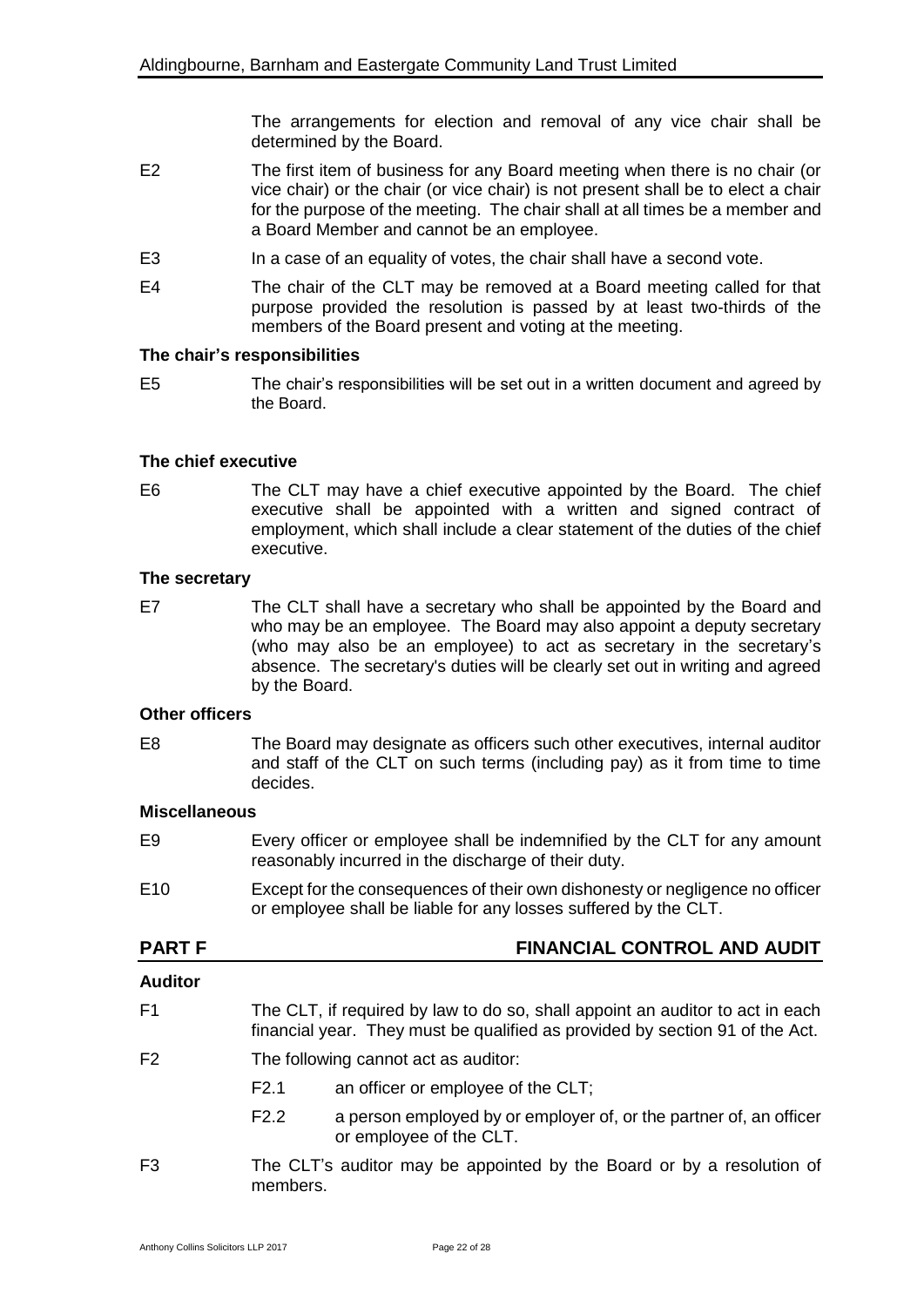The arrangements for election and removal of any vice chair shall be determined by the Board.

E2 The first item of business for any Board meeting when there is no chair (or vice chair) or the chair (or vice chair) is not present shall be to elect a chair for the purpose of the meeting. The chair shall at all times be a member and a Board Member and cannot be an employee.

E3 In a case of an equality of votes, the chair shall have a second vote.

E4 The chair of the CLT may be removed at a Board meeting called for that purpose provided the resolution is passed by at least two-thirds of the members of the Board present and voting at the meeting.

**The chair's responsibilities**

E5 The chair's responsibilities will be set out in a written document and agreed by the Board.

**The chief executive**

E6 The CLT may have a chief executive appointed by the Board. The chief executive shall be appointed with a written and signed contract of employment, which shall include a clear statement of the duties of the chief executive.

**The secretary**

E7 The CLT shall have a secretary who shall be appointed by the Board and who may be an employee. The Board may also appoint a deputy secretary (who may also be an employee) to act as secretary in the secretary's absence. The secretary's duties will be clearly set out in writing and agreed by the Board.

**Other officers**

E8 The Board may designate as officers such other executives, internal auditor and staff of the CLT on such terms (including pay) as it from time to time decides.

**Miscellaneous**

E9 Every officer or employee shall be indemnified by the CLT for any amount reasonably incurred in the discharge of their duty.

E10 Except for the consequences of their own dishonesty or negligence no officer or employee shall be liable for any losses suffered by the CLT.

## PART F FINANCIAL CONTROL AND AUDIT

**Auditor**

F1 The CLT, if required by law to do so, shall appoint an auditor to act in each financial year. They must be qualified as provided by section 91 of the Act.

F2 The following cannot act as auditor:

- F2.1 an officer or employee of the CLT;
- F2.2 a person employed by or employer of, or the partner of, an officer or employee of the CLT.

F3 The CLT's auditor may be appointed by the Board or by a resolution of members.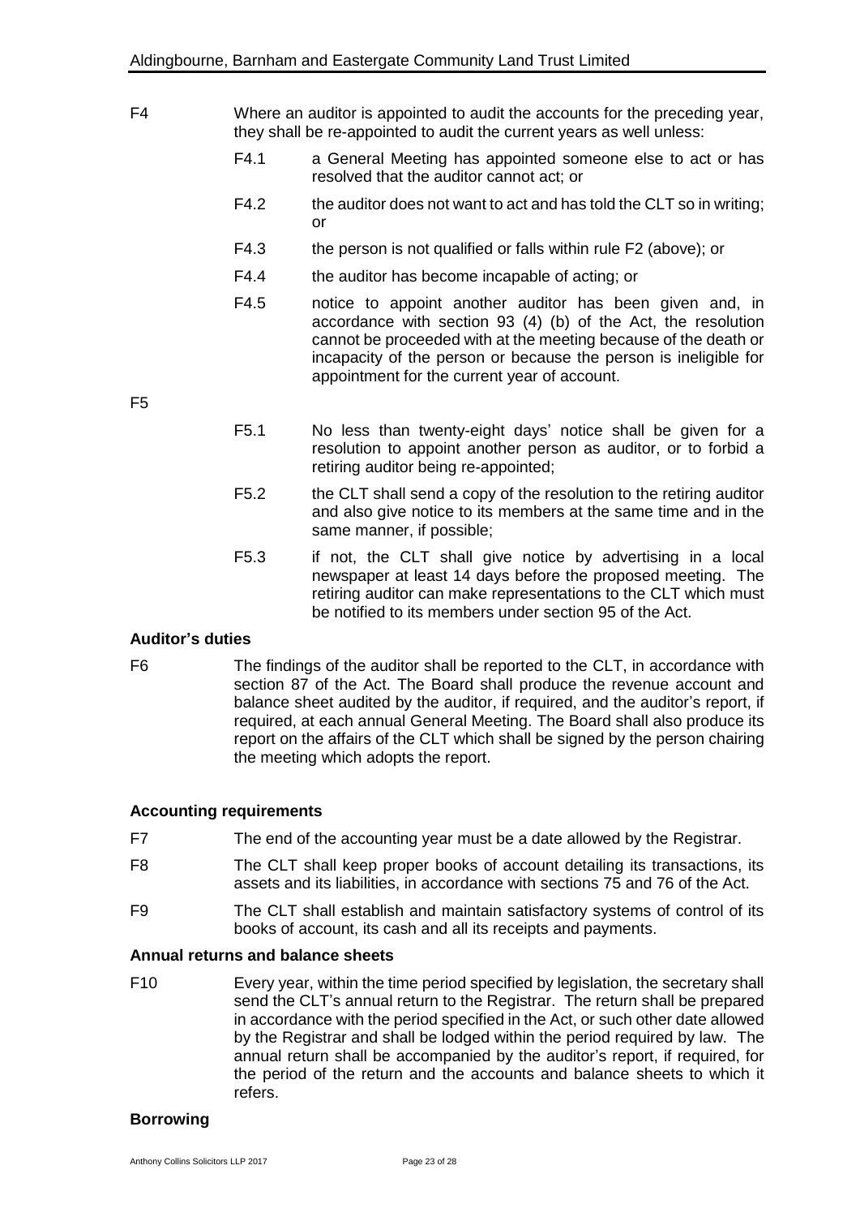F4 Where an auditor is appointed to audit the accounts for the preceding year, they shall be re-appointed to audit the current years as well unless:

F4.1 a General Meeting has appointed someone else to act or has resolved that the auditor cannot act; or

F4.2 the auditor does not want to act and has told the CLT so in writing; or

F4.3 the person is not qualified or falls within rule F2 (above); or

F4.4 the auditor has become incapable of acting; or

F4.5 notice to appoint another auditor has been given and, in accordance with section 93 (4) (b) of the Act, the resolution cannot be proceeded with at the meeting because of the death or incapacity of the person or because the person is ineligible for appointment for the current year of account.

F5

F5.1 No less than twenty-eight days' notice shall be given for a resolution to appoint another person as auditor, or to forbid a retiring auditor being re-appointed;

F5.2 the CLT shall send a copy of the resolution to the retiring auditor and also give notice to its members at the same time and in the same manner, if possible;

F5.3 if not, the CLT shall give notice by advertising in a local newspaper at least 14 days before the proposed meeting. The retiring auditor can make representations to the CLT which must be notified to its members under section 95 of the Act.

**Auditor's duties**

F6 The findings of the auditor shall be reported to the CLT, in accordance with section 87 of the Act. The Board shall produce the revenue account and balance sheet audited by the auditor, if required, and the auditor's report, if required, at each annual General Meeting. The Board shall also produce its report on the affairs of the CLT which shall be signed by the person chairing the meeting which adopts the report.

**Accounting requirements**

F7 The end of the accounting year must be a date allowed by the Registrar.

F8 The CLT shall keep proper books of account detailing its transactions, its assets and its liabilities, in accordance with sections 75 and 76 of the Act.

F9 The CLT shall establish and maintain satisfactory systems of control of its books of account, its cash and all its receipts and payments.

**Annual returns and balance sheets**

F10 Every year, within the time period specified by legislation, the secretary shall send the CLT's annual return to the Registrar. The return shall be prepared in accordance with the period specified in the Act, or such other date allowed by the Registrar and shall be lodged within the period required by law. The annual return shall be accompanied by the auditor's report, if required, for the period of the return and the accounts and balance sheets to which it refers.

**Borrowing**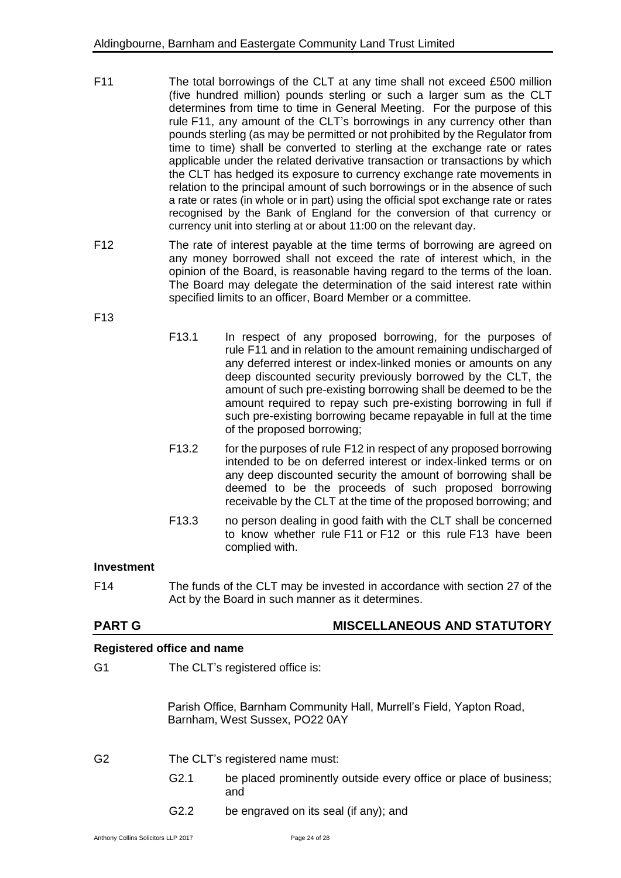F11 The total borrowings of the CLT at any time shall not exceed £500 million (five hundred million) pounds sterling or such a larger sum as the CLT determines from time to time in General Meeting. For the purpose of this rule F11, any amount of the CLT's borrowings in any currency other than pounds sterling (as may be permitted or not prohibited by the Regulator from time to time) shall be converted to sterling at the exchange rate or rates applicable under the related derivative transaction or transactions by which the CLT has hedged its exposure to currency exchange rate movements in relation to the principal amount of such borrowings or in the absence of such a rate or rates (in whole or in part) using the official spot exchange rate or rates recognised by the Bank of England for the conversion of that currency or currency unit into sterling at or about 11:00 on the relevant day.

F12 The rate of interest payable at the time terms of borrowing are agreed on any money borrowed shall not exceed the rate of interest which, in the opinion of the Board, is reasonable having regard to the terms of the loan. The Board may delegate the determination of the said interest rate within specified limits to an officer, Board Member or a committee.

F13

F13.1 In respect of any proposed borrowing, for the purposes of rule F11 and in relation to the amount remaining undischarged of any deferred interest or index-linked monies or amounts on any deep discounted security previously borrowed by the CLT, the amount of such pre-existing borrowing shall be deemed to be the amount required to repay such pre-existing borrowing in full if such pre-existing borrowing became repayable in full at the time of the proposed borrowing;

F13.2 for the purposes of rule F12 in respect of any proposed borrowing intended to be on deferred interest or index-linked terms or on any deep discounted security the amount of borrowing shall be deemed to be the proceeds of such proposed borrowing receivable by the CLT at the time of the proposed borrowing; and

F13.3 no person dealing in good faith with the CLT shall be concerned to know whether rule F11 or F12 or this rule F13 have been complied with.

**Investment**

F14 The funds of the CLT may be invested in accordance with section 27 of the Act by the Board in such manner as it determines.

## PART G MISCELLANEOUS AND STATUTORY

**Registered office and name**

G1 The CLT's registered office is:

Parish Office, Barnham Community Hall, Murrell's Field, Yapton Road, Barnham, West Sussex, PO22 0AY

G2 The CLT's registered name must:

G2.1 be placed prominently outside every office or place of business; and

G2.2 be engraved on its seal (if any); and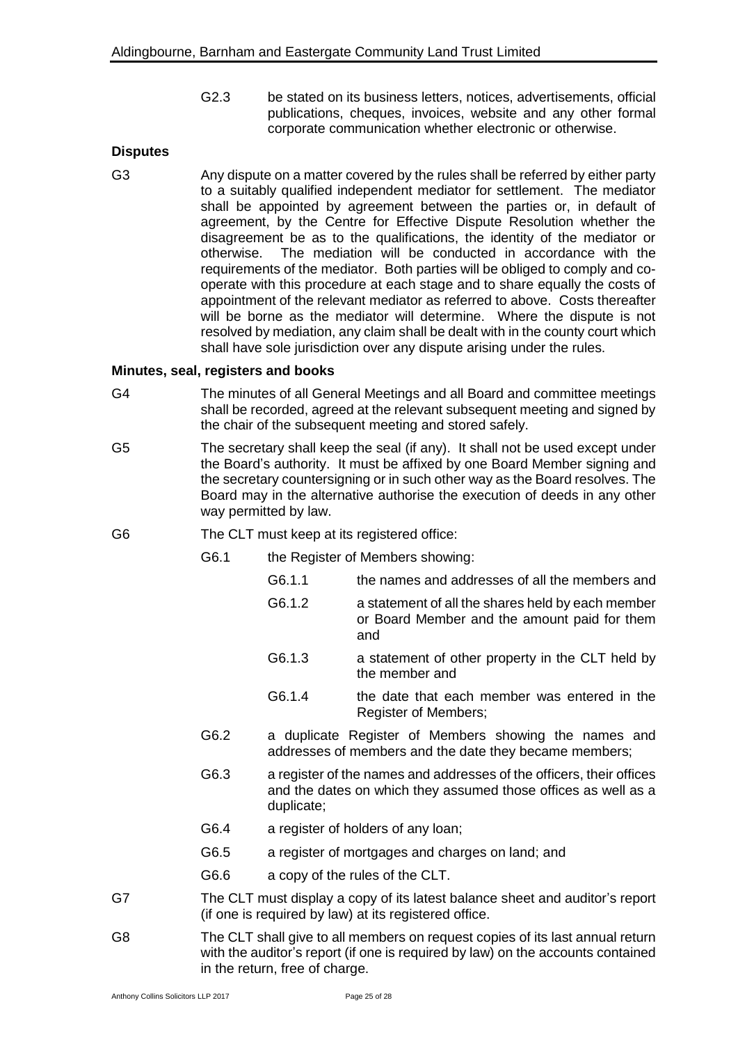G2.3 be stated on its business letters, notices, advertisements, official publications, cheques, invoices, website and any other formal corporate communication whether electronic or otherwise.

**Disputes**

G3 Any dispute on a matter covered by the rules shall be referred by either party to a suitably qualified independent mediator for settlement. The mediator shall be appointed by agreement between the parties or, in default of agreement, by the Centre for Effective Dispute Resolution whether the disagreement be as to the qualifications, the identity of the mediator or otherwise. The mediation will be conducted in accordance with the requirements of the mediator. Both parties will be obliged to comply and co-operate with this procedure at each stage and to share equally the costs of appointment of the relevant mediator as referred to above. Costs thereafter will be borne as the mediator will determine. Where the dispute is not resolved by mediation, any claim shall be dealt with in the county court which shall have sole jurisdiction over any dispute arising under the rules.

**Minutes, seal, registers and books**

G4 The minutes of all General Meetings and all Board and committee meetings shall be recorded, agreed at the relevant subsequent meeting and signed by the chair of the subsequent meeting and stored safely.

G5 The secretary shall keep the seal (if any). It shall not be used except under the Board's authority. It must be affixed by one Board Member signing and the secretary countersigning or in such other way as the Board resolves. The Board may in the alternative authorise the execution of deeds in any other way permitted by law.

G6 The CLT must keep at its registered office:

G6.1 the Register of Members showing:

G6.1.1 the names and addresses of all the members and

G6.1.2 a statement of all the shares held by each member or Board Member and the amount paid for them and

G6.1.3 a statement of other property in the CLT held by the member and

G6.1.4 the date that each member was entered in the Register of Members;

G6.2 a duplicate Register of Members showing the names and addresses of members and the date they became members;

G6.3 a register of the names and addresses of the officers, their offices and the dates on which they assumed those offices as well as a duplicate;

G6.4 a register of holders of any loan;

G6.5 a register of mortgages and charges on land; and

G6.6 a copy of the rules of the CLT.

G7 The CLT must display a copy of its latest balance sheet and auditor's report (if one is required by law) at its registered office.

G8 The CLT shall give to all members on request copies of its last annual return with the auditor's report (if one is required by law) on the accounts contained in the return, free of charge.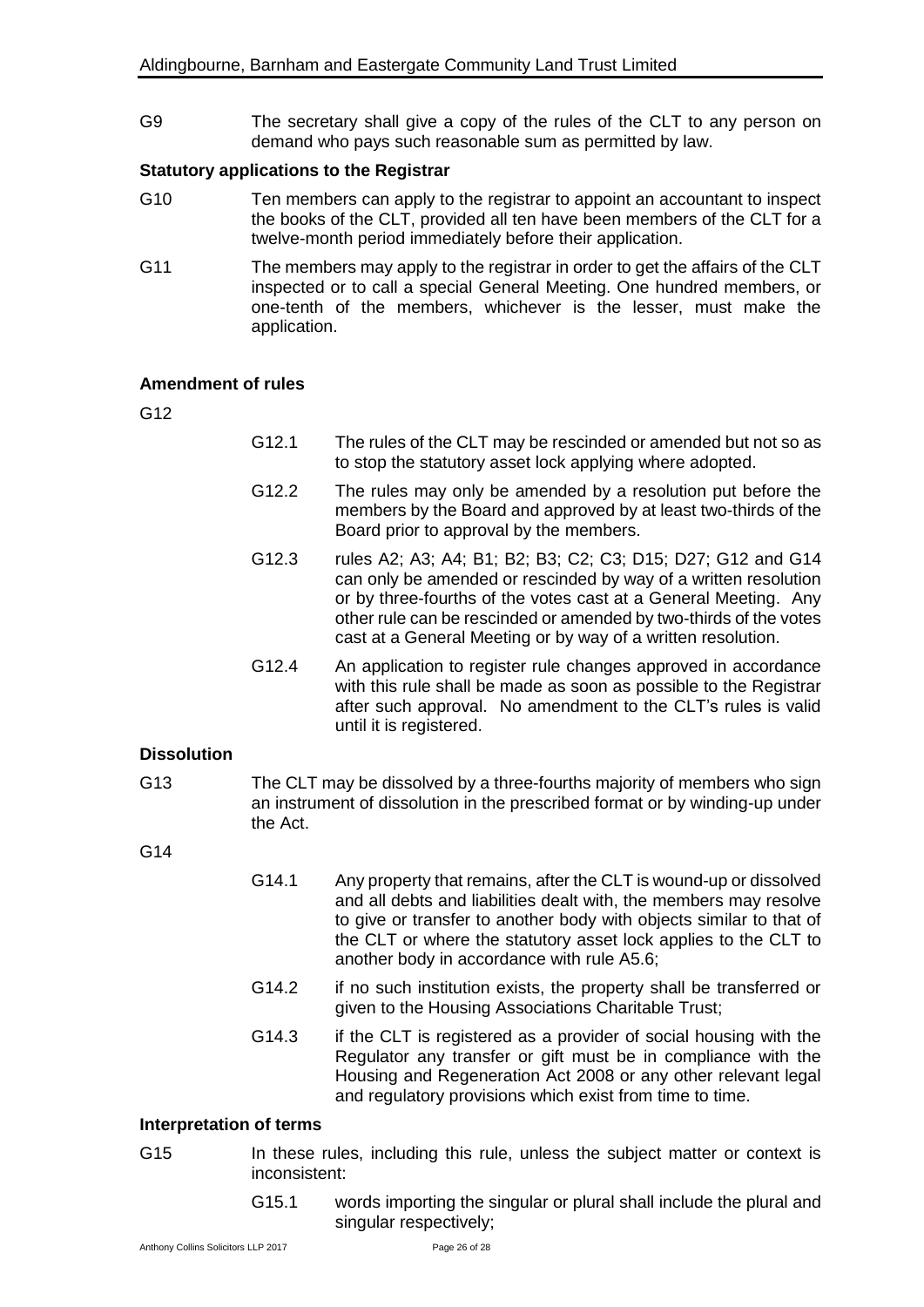G9 The secretary shall give a copy of the rules of the CLT to any person on demand who pays such reasonable sum as permitted by law.

**Statutory applications to the Registrar**

G10 Ten members can apply to the registrar to appoint an accountant to inspect the books of the CLT, provided all ten have been members of the CLT for a twelve-month period immediately before their application.

G11 The members may apply to the registrar in order to get the affairs of the CLT inspected or to call a special General Meeting. One hundred members, or one-tenth of the members, whichever is the lesser, must make the application.

**Amendment of rules**

G12

G12.1 The rules of the CLT may be rescinded or amended but not so as to stop the statutory asset lock applying where adopted.

G12.2 The rules may only be amended by a resolution put before the members by the Board and approved by at least two-thirds of the Board prior to approval by the members.

G12.3 rules A2; A3; A4; B1; B2; B3; C2; C3; D15; D27; G12 and G14 can only be amended or rescinded by way of a written resolution or by three-fourths of the votes cast at a General Meeting. Any other rule can be rescinded or amended by two-thirds of the votes cast at a General Meeting or by way of a written resolution.

G12.4 An application to register rule changes approved in accordance with this rule shall be made as soon as possible to the Registrar after such approval. No amendment to the CLT's rules is valid until it is registered.

**Dissolution**

G13 The CLT may be dissolved by a three-fourths majority of members who sign an instrument of dissolution in the prescribed format or by winding-up under the Act.

G14

G14.1 Any property that remains, after the CLT is wound-up or dissolved and all debts and liabilities dealt with, the members may resolve to give or transfer to another body with objects similar to that of the CLT or where the statutory asset lock applies to the CLT to another body in accordance with rule A5.6;

G14.2 if no such institution exists, the property shall be transferred or given to the Housing Associations Charitable Trust;

G14.3 if the CLT is registered as a provider of social housing with the Regulator any transfer or gift must be in compliance with the Housing and Regeneration Act 2008 or any other relevant legal and regulatory provisions which exist from time to time.

**Interpretation of terms**

G15 In these rules, including this rule, unless the subject matter or context is inconsistent:

G15.1 words importing the singular or plural shall include the plural and singular respectively;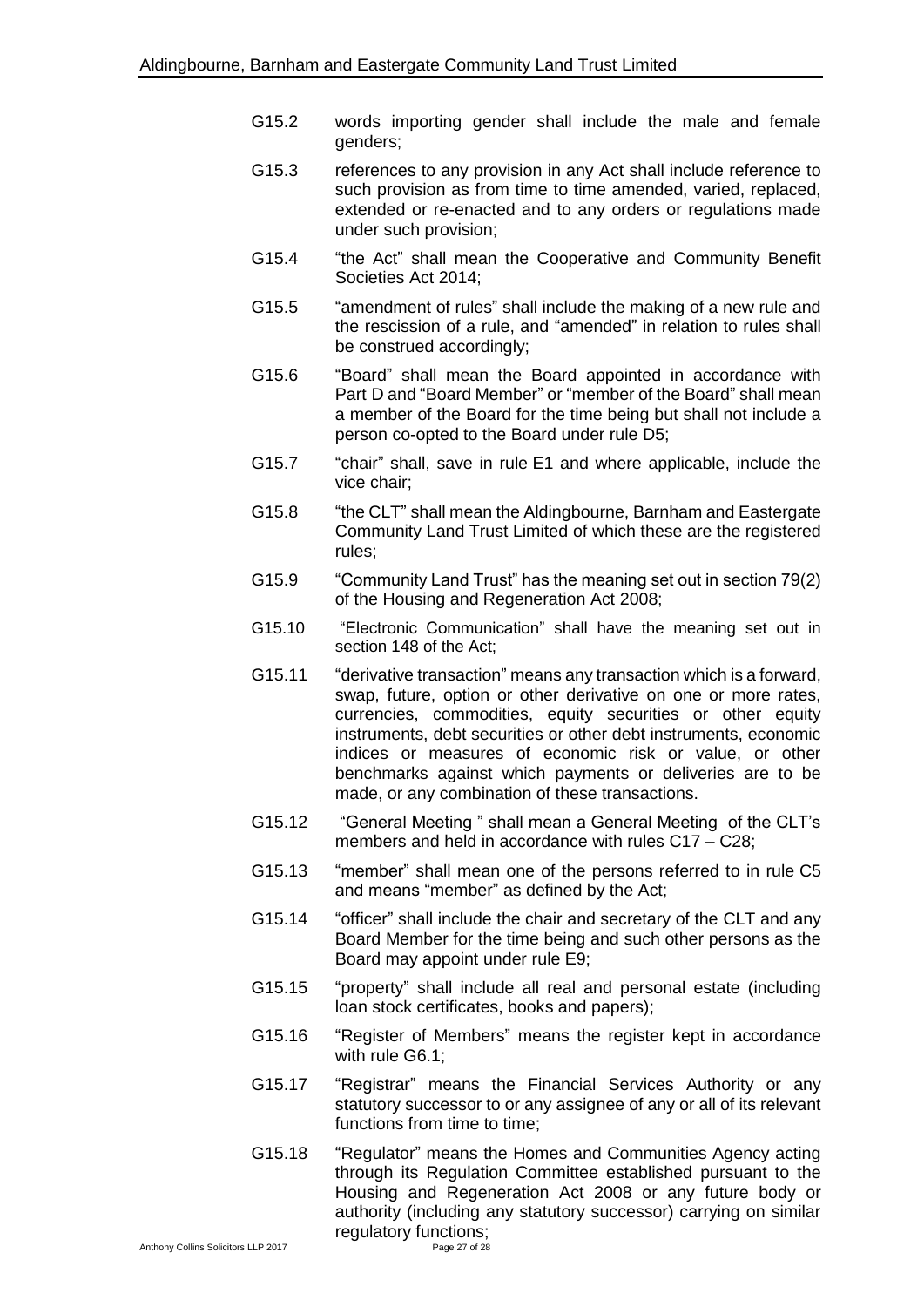G15.2 words importing gender shall include the male and female genders;

G15.3 references to any provision in any Act shall include reference to such provision as from time to time amended, varied, replaced, extended or re-enacted and to any orders or regulations made under such provision;

G15.4 "the Act" shall mean the Cooperative and Community Benefit Societies Act 2014;

G15.5 "amendment of rules" shall include the making of a new rule and the rescission of a rule, and "amended" in relation to rules shall be construed accordingly;

G15.6 "Board" shall mean the Board appointed in accordance with Part D and "Board Member" or "member of the Board" shall mean a member of the Board for the time being but shall not include a person co-opted to the Board under rule D5;

G15.7 "chair" shall, save in rule E1 and where applicable, include the vice chair;

G15.8 "the CLT" shall mean the Aldingbourne, Barnham and Eastergate Community Land Trust Limited of which these are the registered rules;

G15.9 "Community Land Trust" has the meaning set out in section 79(2) of the Housing and Regeneration Act 2008;

G15.10 "Electronic Communication" shall have the meaning set out in section 148 of the Act;

G15.11 "derivative transaction" means any transaction which is a forward, swap, future, option or other derivative on one or more rates, currencies, commodities, equity securities or other equity instruments, debt securities or other debt instruments, economic indices or measures of economic risk or value, or other benchmarks against which payments or deliveries are to be made, or any combination of these transactions.

G15.12 "General Meeting " shall mean a General Meeting of the CLT's members and held in accordance with rules C17 – C28;

G15.13 "member" shall mean one of the persons referred to in rule C5 and means "member" as defined by the Act;

G15.14 "officer" shall include the chair and secretary of the CLT and any Board Member for the time being and such other persons as the Board may appoint under rule E9;

G15.15 "property" shall include all real and personal estate (including loan stock certificates, books and papers);

G15.16 "Register of Members" means the register kept in accordance with rule G6.1;

G15.17 "Registrar" means the Financial Services Authority or any statutory successor to or any assignee of any or all of its relevant functions from time to time;

G15.18 "Regulator" means the Homes and Communities Agency acting through its Regulation Committee established pursuant to the Housing and Regeneration Act 2008 or any future body or authority (including any statutory successor) carrying on similar regulatory functions;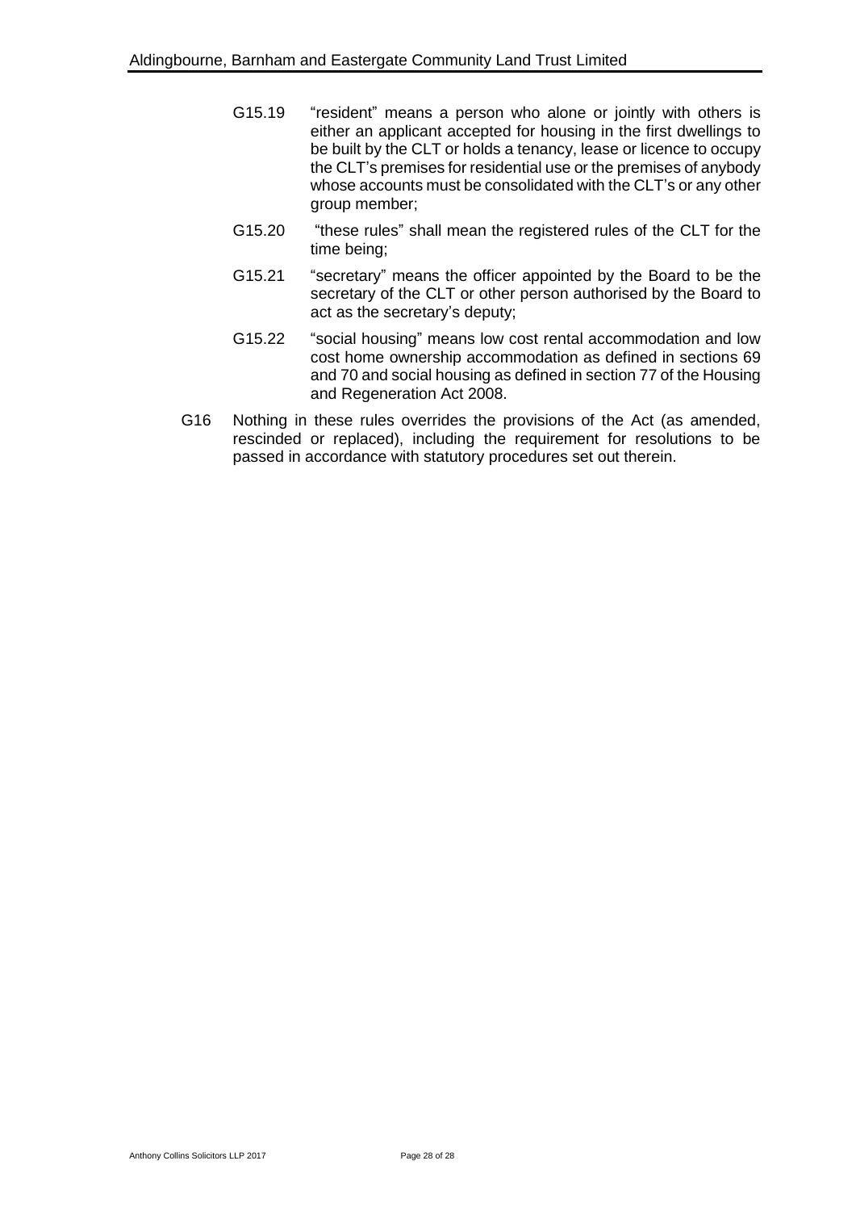G15.19 "resident" means a person who alone or jointly with others is either an applicant accepted for housing in the first dwellings to be built by the CLT or holds a tenancy, lease or licence to occupy the CLT's premises for residential use or the premises of anybody whose accounts must be consolidated with the CLT's or any other group member;

G15.20 "these rules" shall mean the registered rules of the CLT for the time being;

G15.21 "secretary" means the officer appointed by the Board to be the secretary of the CLT or other person authorised by the Board to act as the secretary's deputy;

G15.22 "social housing" means low cost rental accommodation and low cost home ownership accommodation as defined in sections 69 and 70 and social housing as defined in section 77 of the Housing and Regeneration Act 2008.

G16 Nothing in these rules overrides the provisions of the Act (as amended, rescinded or replaced), including the requirement for resolutions to be passed in accordance with statutory procedures set out therein.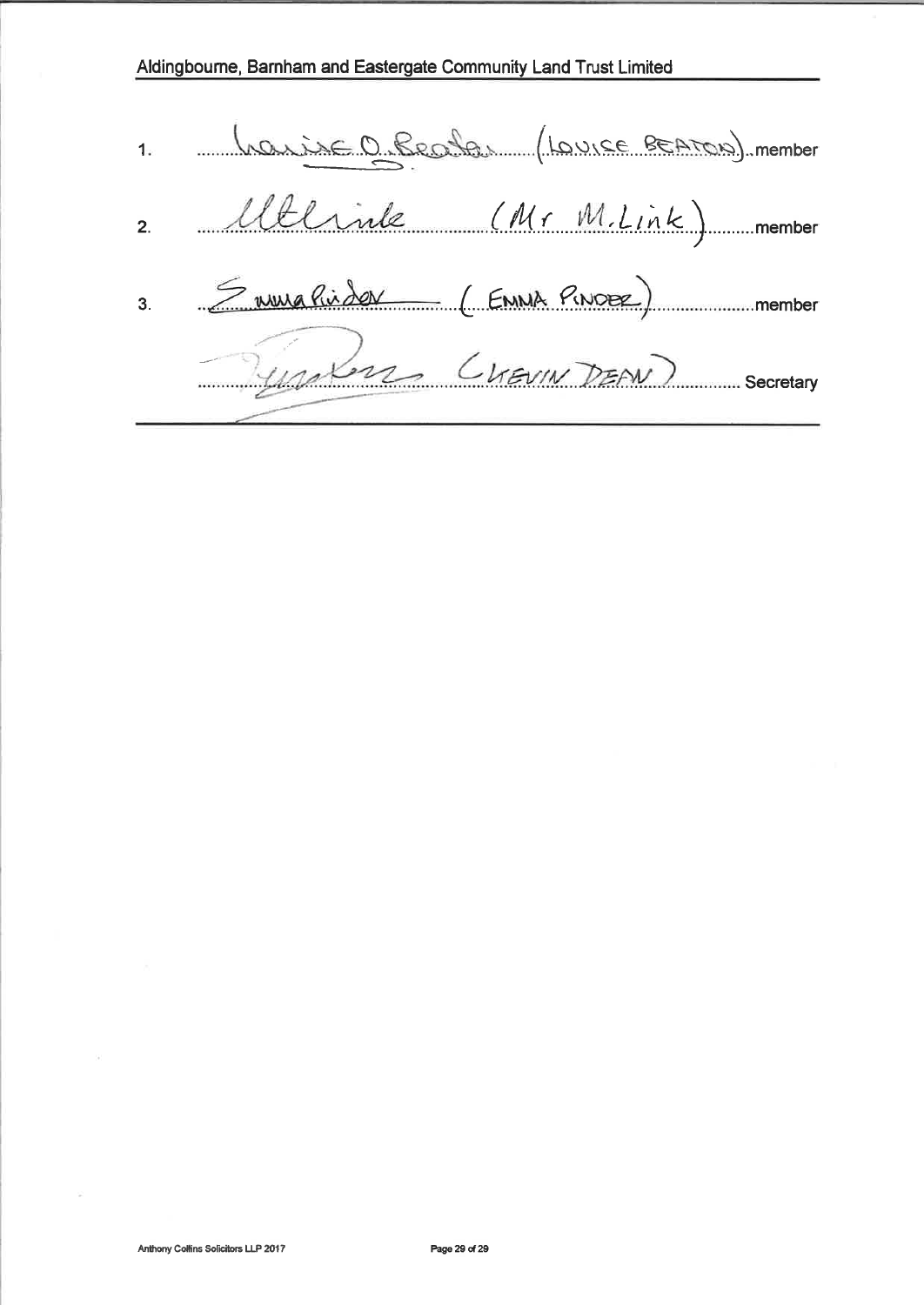Aldingbourne, Barnham and Eastergate Community Land Trust Limited

1. Louise O Beaton (LOUISE BEATON) member

2. MLink (Mr M.Link) member

3. Emma Pinder (EMMA PINDER) member

K Dean (KEVIN DEAN) Secretary

Anthony Collins Solicitors LLP 2017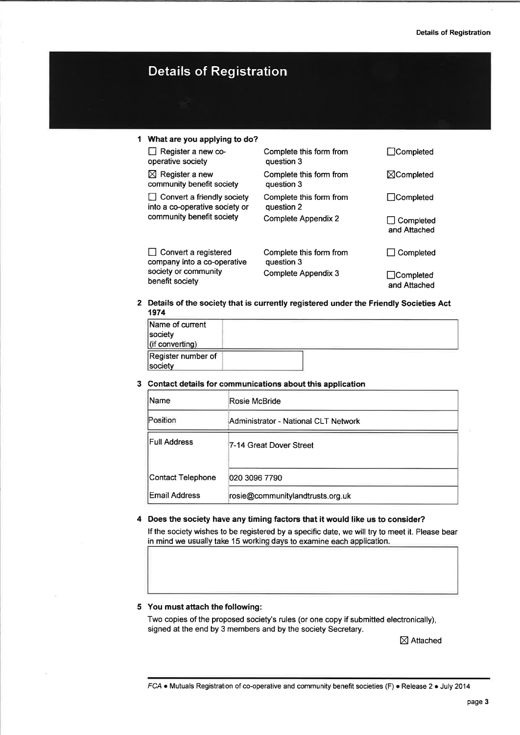# Details of Registration

**1 What are you applying to do?**

| | | |
|---|---|---|
| ☐ Register a new co-operative society | Complete this form from question 3 | ☐ Completed |
| ☒ Register a new community benefit society | Complete this form from question 3 | ☒ Completed |
| ☐ Convert a friendly society into a co-operative society or community benefit society | Complete this form from question 2 | ☐ Completed |
| | Complete Appendix 2 | ☐ Completed and Attached |
| ☐ Convert a registered company into a co-operative society or community benefit society | Complete this form from question 3 | ☐ Completed |
| | Complete Appendix 3 | ☐ Completed and Attached |

**2 Details of the society that is currently registered under the Friendly Societies Act 1974**

| | |
|---|---|
| Name of current society (if converting) | |
| Register number of society | |

**3 Contact details for communications about this application**

| | |
|---|---|
| Name | Rosie McBride |
| Position | Administrator - National CLT Network |
| Full Address | 7-14 Great Dover Street |
| Contact Telephone | 020 3096 7790 |
| Email Address | rosie@communitylandtrusts.org.uk |

**4 Does the society have any timing factors that it would like us to consider?**

If the society wishes to be registered by a specific date, we will try to meet it. Please bear in mind we usually take 15 working days to examine each application.

**5 You must attach the following:**

Two copies of the proposed society's rules (or one copy if submitted electronically), signed at the end by 3 members and by the society Secretary.

☒ Attached

*FCA • Mutuals Registration of co-operative and community benefit societies (F) • Release 2 • July 2014*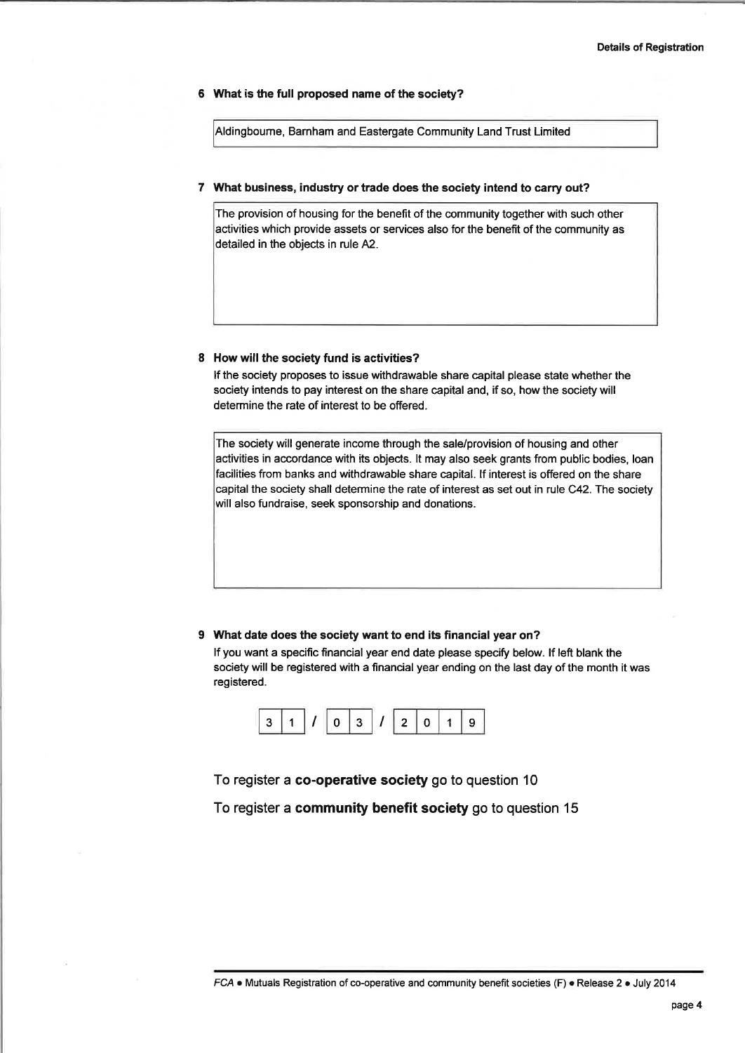**6 What is the full proposed name of the society?**

Aldingbourne, Barnham and Eastergate Community Land Trust Limited

**7 What business, industry or trade does the society intend to carry out?**

The provision of housing for the benefit of the community together with such other activities which provide assets or services also for the benefit of the community as detailed in the objects in rule A2.

**8 How will the society fund is activities?**

If the society proposes to issue withdrawable share capital please state whether the society intends to pay interest on the share capital and, if so, how the society will determine the rate of interest to be offered.

The society will generate income through the sale/provision of housing and other activities in accordance with its objects. It may also seek grants from public bodies, loan facilities from banks and withdrawable share capital. If interest is offered on the share capital the society shall determine the rate of interest as set out in rule C42. The society will also fundraise, seek sponsorship and donations.

**9 What date does the society want to end its financial year on?**

If you want a specific financial year end date please specify below. If left blank the society will be registered with a financial year ending on the last day of the month it was registered.

31 / 03 / 2019

To register a **co-operative society** go to question 10

To register a **community benefit society** go to question 15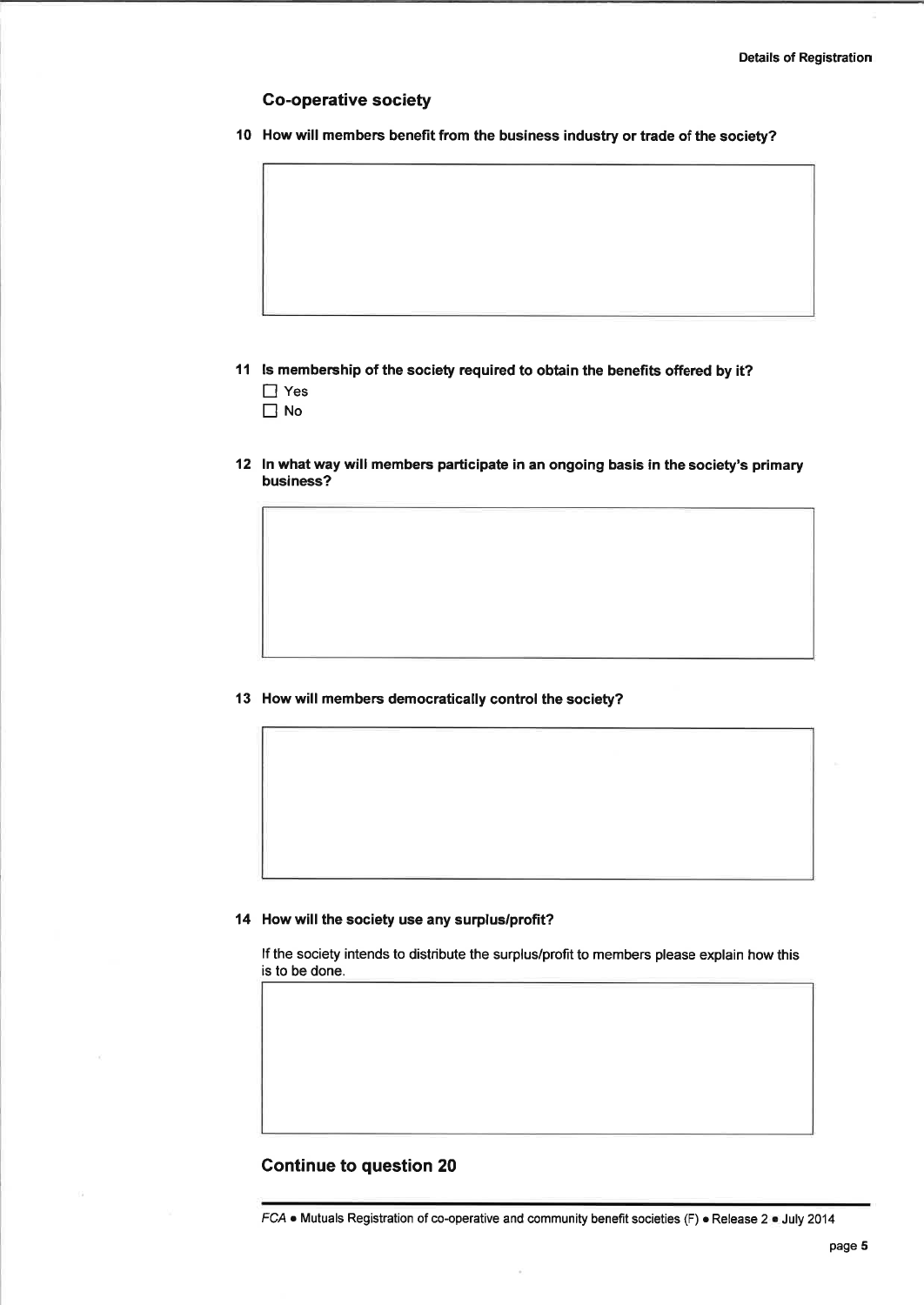## Co-operative society

**10 How will members benefit from the business industry or trade of the society?**

**11 Is membership of the society required to obtain the benefits offered by it?**

☐ Yes

☐ No

**12 In what way will members participate in an ongoing basis in the society's primary business?**

**13 How will members democratically control the society?**

**14 How will the society use any surplus/profit?**

If the society intends to distribute the surplus/profit to members please explain how this is to be done.

### Continue to question 20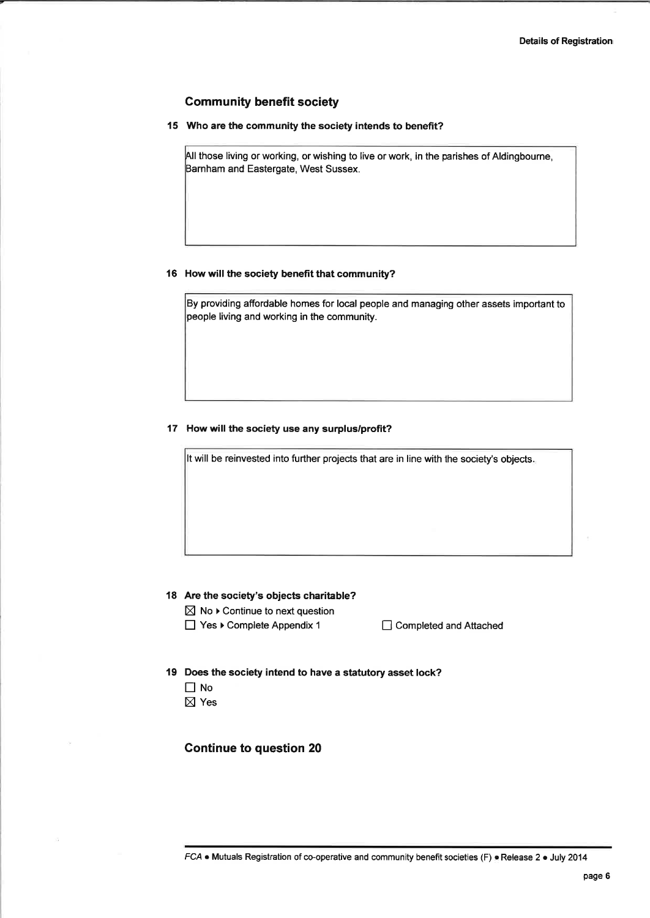## Community benefit society

**15 Who are the community the society intends to benefit?**

All those living or working, or wishing to live or work, in the parishes of Aldingbourne, Barnham and Eastergate, West Sussex.

**16 How will the society benefit that community?**

By providing affordable homes for local people and managing other assets important to people living and working in the community.

**17 How will the society use any surplus/profit?**

It will be reinvested into further projects that are in line with the society's objects.

**18 Are the society's objects charitable?**

☒ No ▸ Continue to next question

☐ Yes ▸ Complete Appendix 1 ☐ Completed and Attached

**19 Does the society intend to have a statutory asset lock?**

☐ No

☒ Yes

### Continue to question 20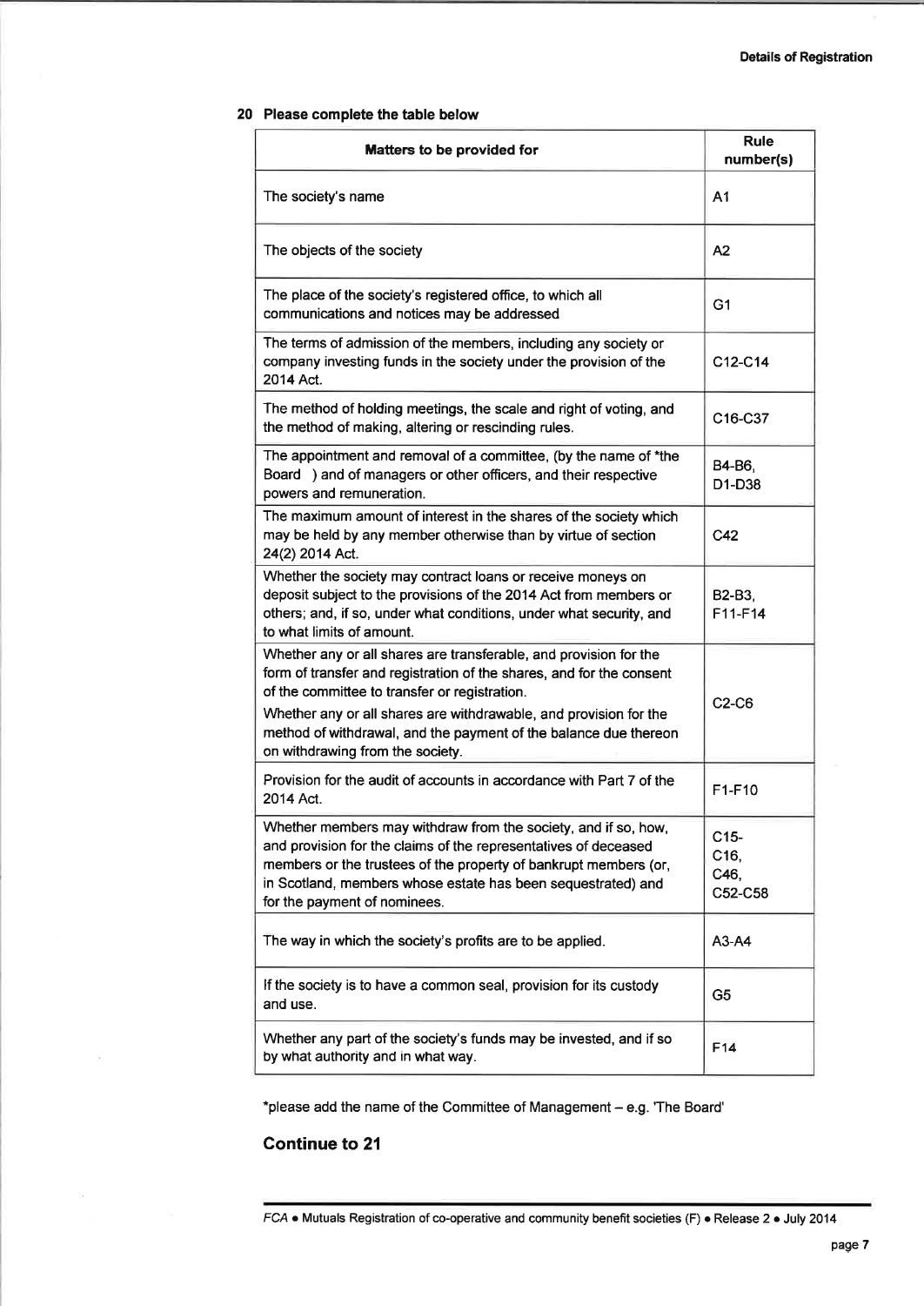## 20 Please complete the table below

| Matters to be provided for | Rule number(s) |
|---|---|
| The society's name | A1 |
| The objects of the society | A2 |
| The place of the society's registered office, to which all communications and notices may be addressed | G1 |
| The terms of admission of the members, including any society or company investing funds in the society under the provision of the 2014 Act. | C12-C14 |
| The method of holding meetings, the scale and right of voting, and the method of making, altering or rescinding rules. | C16-C37 |
| The appointment and removal of a committee, (by the name of *the Board ) and of managers or other officers, and their respective powers and remuneration. | B4-B6, D1-D38 |
| The maximum amount of interest in the shares of the society which may be held by any member otherwise than by virtue of section 24(2) 2014 Act. | C42 |
| Whether the society may contract loans or receive moneys on deposit subject to the provisions of the 2014 Act from members or others; and, if so, under what conditions, under what security, and to what limits of amount. | B2-B3, F11-F14 |
| Whether any or all shares are transferable, and provision for the form of transfer and registration of the shares, and for the consent of the committee to transfer or registration. Whether any or all shares are withdrawable, and provision for the method of withdrawal, and the payment of the balance due thereon on withdrawing from the society. | C2-C6 |
| Provision for the audit of accounts in accordance with Part 7 of the 2014 Act. | F1-F10 |
| Whether members may withdraw from the society, and if so, how, and provision for the claims of the representatives of deceased members or the trustees of the property of bankrupt members (or, in Scotland, members whose estate has been sequestrated) and for the payment of nominees. | C15-C16, C46, C52-C58 |
| The way in which the society's profits are to be applied. | A3-A4 |
| If the society is to have a common seal, provision for its custody and use. | G5 |
| Whether any part of the society's funds may be invested, and if so by what authority and in what way. | F14 |

*please add the name of the Committee of Management – e.g. 'The Board'

**Continue to 21**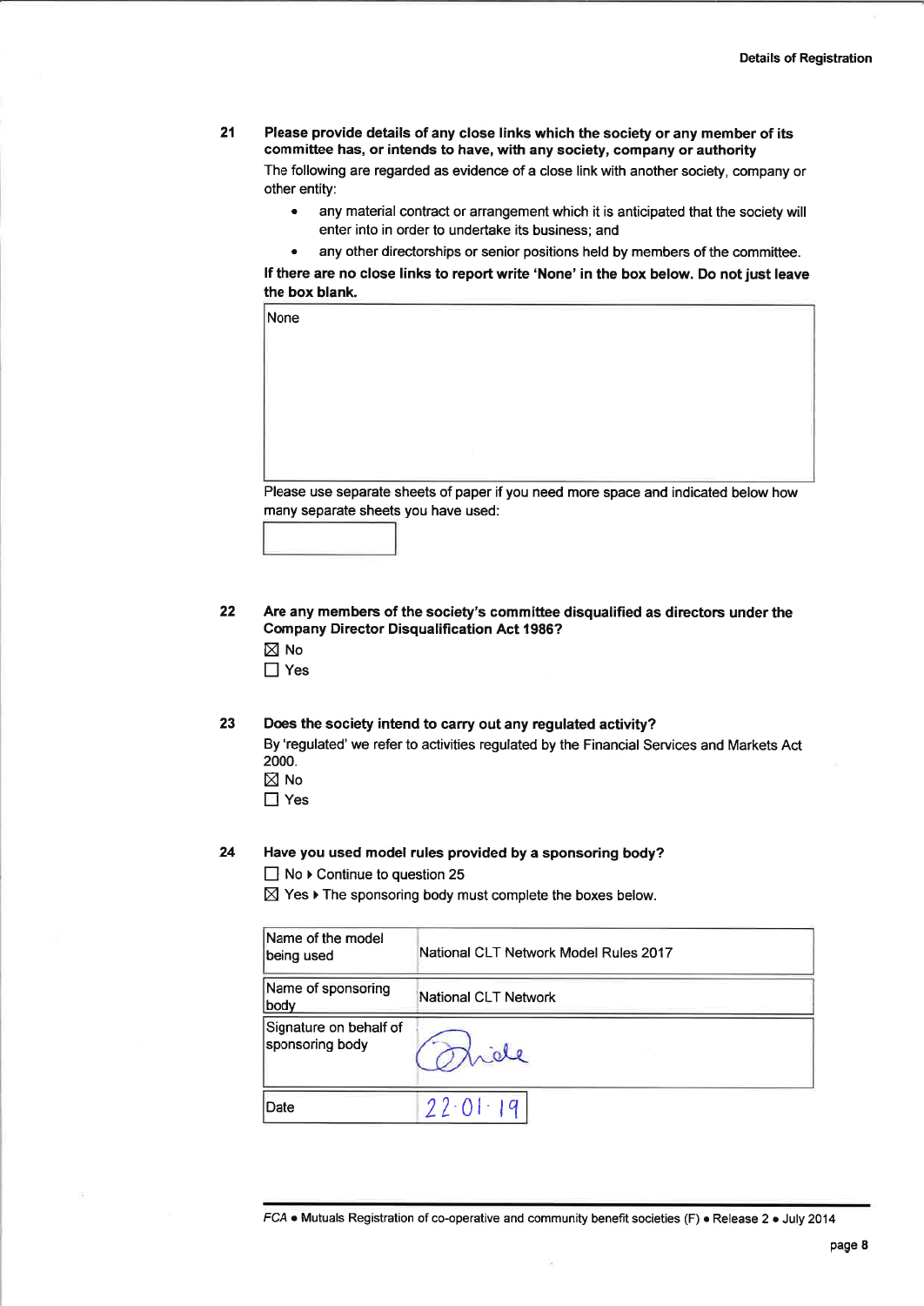**21 Please provide details of any close links which the society or any member of its committee has, or intends to have, with any society, company or authority**

The following are regarded as evidence of a close link with another society, company or other entity:

- any material contract or arrangement which it is anticipated that the society will enter into in order to undertake its business; and
- any other directorships or senior positions held by members of the committee.

**If there are no close links to report write 'None' in the box below. Do not just leave the box blank.**

| None |
|---|

Please use separate sheets of paper if you need more space and indicated below how many separate sheets you have used:

| |
|---|

**22 Are any members of the society's committee disqualified as directors under the Company Director Disqualification Act 1986?**

☒ No

☐ Yes

**23 Does the society intend to carry out any regulated activity?**

By 'regulated' we refer to activities regulated by the Financial Services and Markets Act 2000.

☒ No

☐ Yes

**24 Have you used model rules provided by a sponsoring body?**

☐ No ▸ Continue to question 25

☒ Yes ▸ The sponsoring body must complete the boxes below.

| Name of the model being used | National CLT Network Model Rules 2017 |
|---|---|
| Name of sponsoring body | National CLT Network |
| Signature on behalf of sponsoring body | [Signature] |
| Date | 22·01·19 |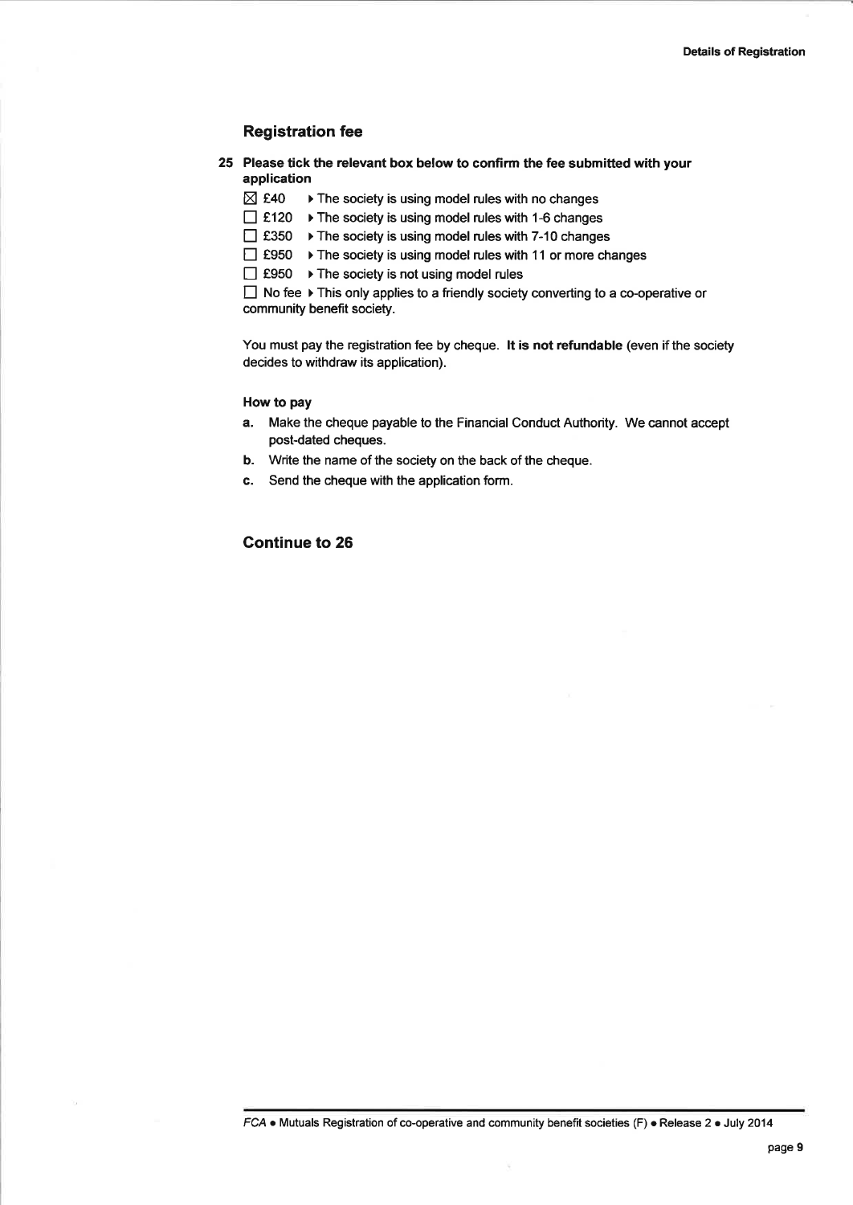## Registration fee

**25 Please tick the relevant box below to confirm the fee submitted with your application**

☒ £40 ▸ The society is using model rules with no changes

☐ £120 ▸ The society is using model rules with 1-6 changes

☐ £350 ▸ The society is using model rules with 7-10 changes

☐ £950 ▸ The society is using model rules with 11 or more changes

☐ £950 ▸ The society is not using model rules

☐ No fee ▸ This only applies to a friendly society converting to a co-operative or community benefit society.

You must pay the registration fee by cheque. **It is not refundable** (even if the society decides to withdraw its application).

**How to pay**

**a.** Make the cheque payable to the Financial Conduct Authority. We cannot accept post-dated cheques.

**b.** Write the name of the society on the back of the cheque.

**c.** Send the cheque with the application form.

### Continue to 26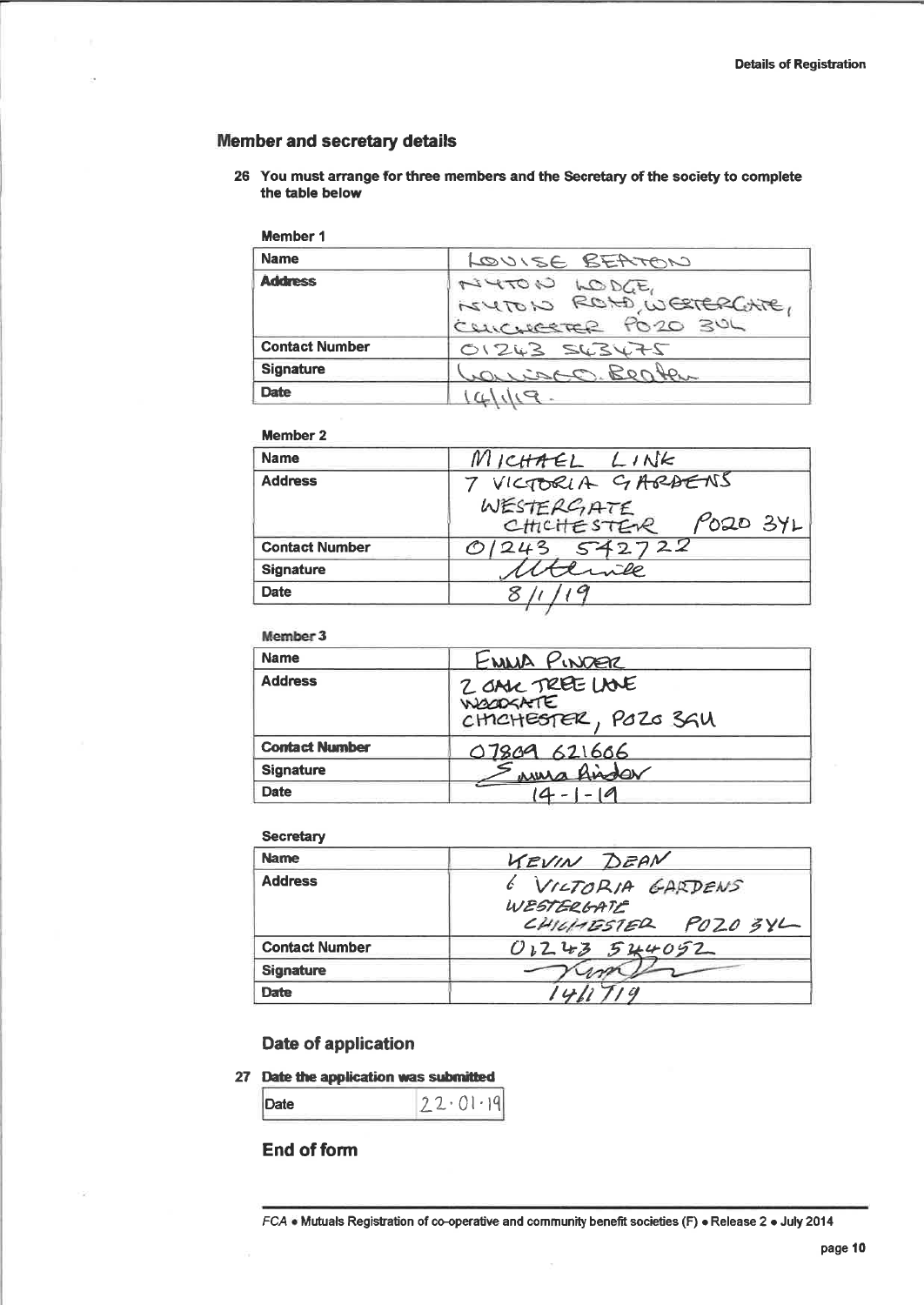## Member and secretary details

**26 You must arrange for three members and the Secretary of the society to complete the table below**

**Member 1**

| | |
|---|---|
| **Name** | LOUISE BEATON |
| **Address** | NYTON LODGE, NYTON ROAD, WESTERGATE, CHICHESTER PO20 3UL |
| **Contact Number** | 01243 543475 |
| **Signature** | Louise.Beaton |
| **Date** | 14/1/19. |

**Member 2**

| | |
|---|---|
| **Name** | MICHAEL LINK |
| **Address** | 7 VICTORIA GARDENS WESTERGATE CHICHESTER PO20 3YL |
| **Contact Number** | 01243 542722 |
| **Signature** | MLink |
| **Date** | 8/1/19 |

**Member 3**

| | |
|---|---|
| **Name** | EMMA PINDER |
| **Address** | 2 OAK TREE LANE WOODGATE CHICHESTER, PO20 3GU |
| **Contact Number** | 07809 621606 |
| **Signature** | Emma Pinder |
| **Date** | 14-1-19 |

**Secretary**

| | |
|---|---|
| **Name** | KEVIN DEAN |
| **Address** | 6 VICTORIA GARDENS WESTERGATE CHICHESTER PO20 3YL |
| **Contact Number** | 01243 544052 |
| **Signature** | |
| **Date** | 14/1/19 |

## Date of application

**27 Date the application was submitted**

| | |
|---|---|
| Date | 22·01·19 |

## End of form

FCA • Mutuals Registration of co-operative and community benefit societies (F) • Release 2 • July 2014